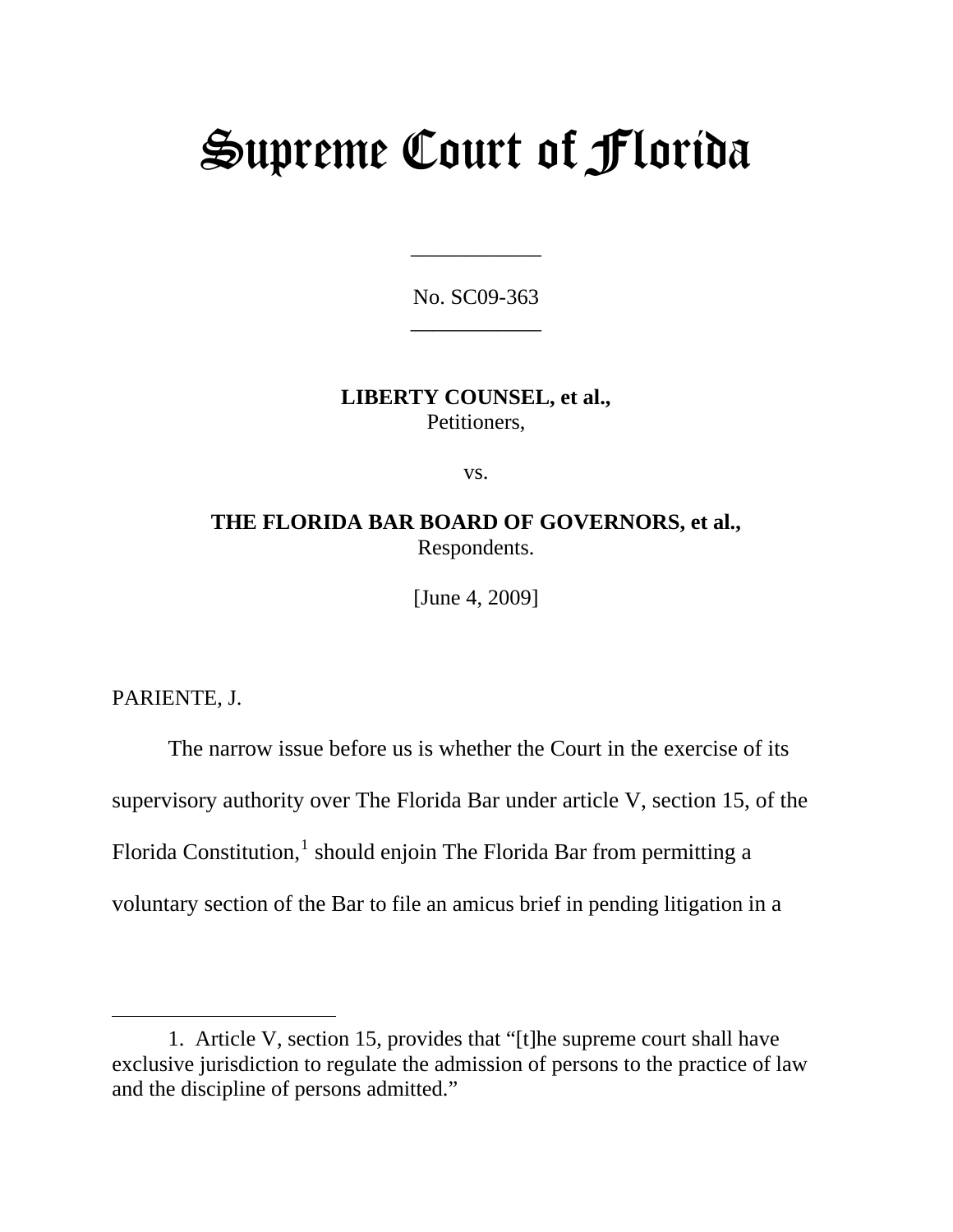# Supreme Court of Florida

---

No. SC09-363

---

**LIBERTY COUNSEL, et al.,**
Petitioners,

vs.

**THE FLORIDA BAR BOARD OF GOVERNORS, et al.,**
Respondents.

[June 4, 2009]

PARIENTE, J.

The narrow issue before us is whether the Court in the exercise of its supervisory authority over The Florida Bar under article V, section 15, of the Florida Constitution,[1] should enjoin The Florida Bar from permitting a voluntary section of the Bar to file an amicus brief in pending litigation in a

---

1. Article V, section 15, provides that "[t]he supreme court shall have exclusive jurisdiction to regulate the admission of persons to the practice of law and the discipline of persons admitted."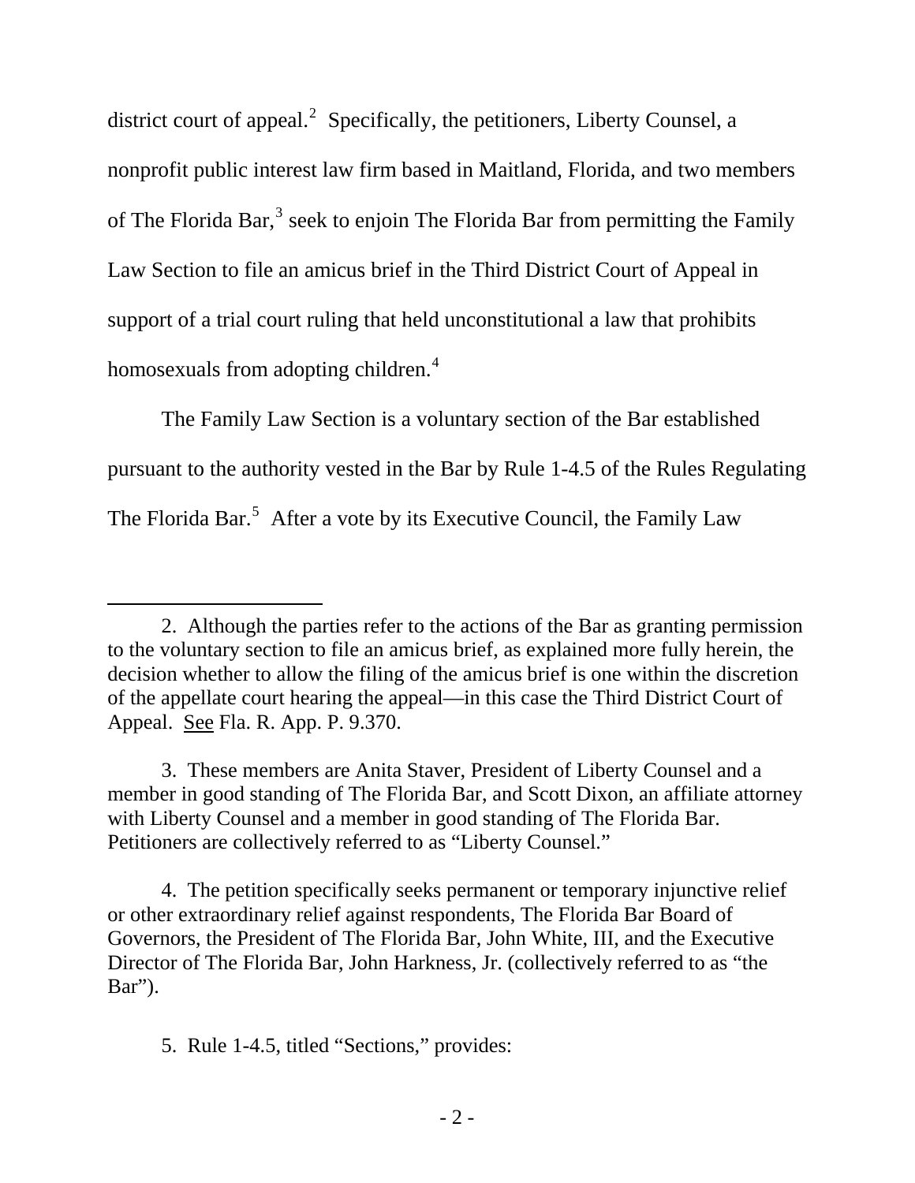district court of appeal.[2] Specifically, the petitioners, Liberty Counsel, a nonprofit public interest law firm based in Maitland, Florida, and two members of The Florida Bar,[3] seek to enjoin The Florida Bar from permitting the Family Law Section to file an amicus brief in the Third District Court of Appeal in support of a trial court ruling that held unconstitutional a law that prohibits homosexuals from adopting children.[4]

The Family Law Section is a voluntary section of the Bar established pursuant to the authority vested in the Bar by Rule 1-4.5 of the Rules Regulating The Florida Bar.[5] After a vote by its Executive Council, the Family Law

---

2. Although the parties refer to the actions of the Bar as granting permission to the voluntary section to file an amicus brief, as explained more fully herein, the decision whether to allow the filing of the amicus brief is one within the discretion of the appellate court hearing the appeal—in this case the Third District Court of Appeal. See Fla. R. App. P. 9.370.

3. These members are Anita Staver, President of Liberty Counsel and a member in good standing of The Florida Bar, and Scott Dixon, an affiliate attorney with Liberty Counsel and a member in good standing of The Florida Bar. Petitioners are collectively referred to as "Liberty Counsel."

4. The petition specifically seeks permanent or temporary injunctive relief or other extraordinary relief against respondents, The Florida Bar Board of Governors, the President of The Florida Bar, John White, III, and the Executive Director of The Florida Bar, John Harkness, Jr. (collectively referred to as "the Bar").

5. Rule 1-4.5, titled "Sections," provides: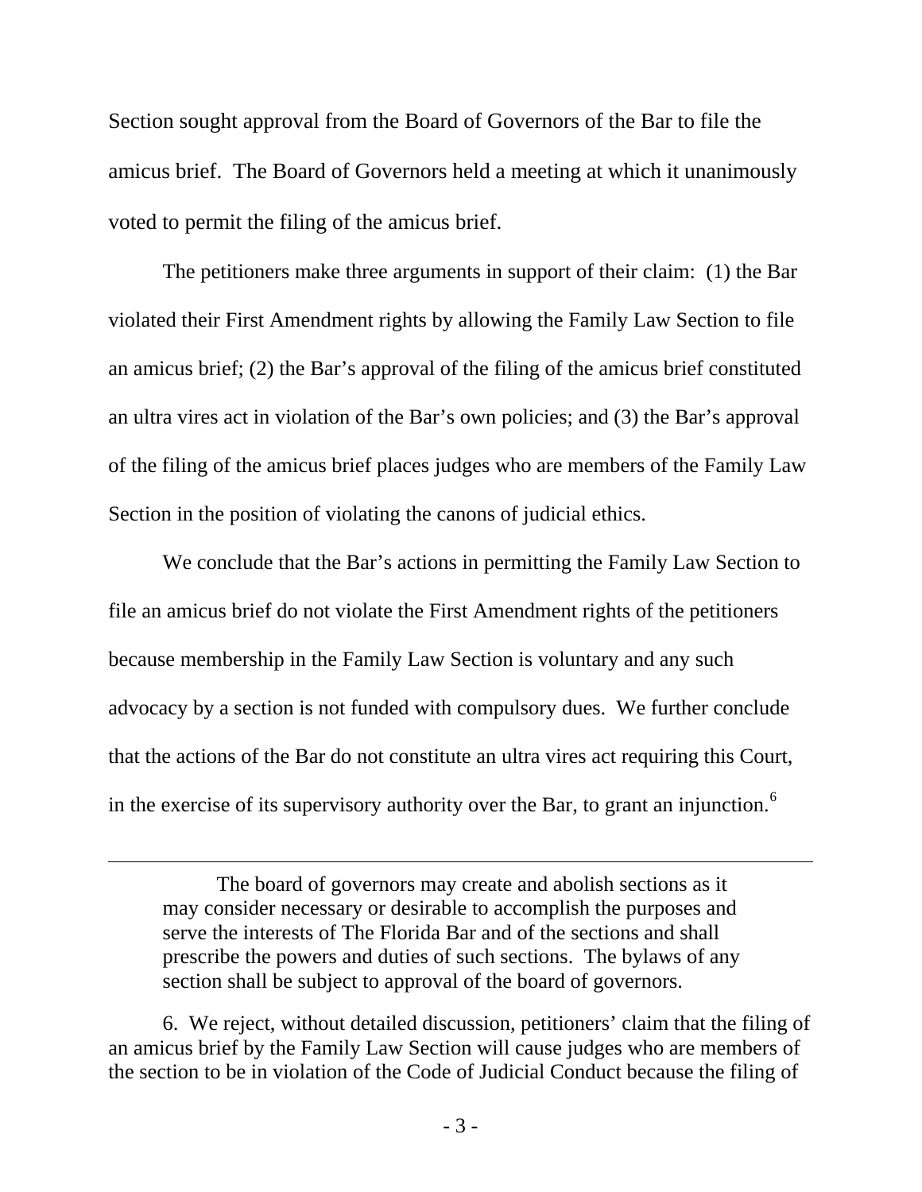Section sought approval from the Board of Governors of the Bar to file the amicus brief. The Board of Governors held a meeting at which it unanimously voted to permit the filing of the amicus brief.

The petitioners make three arguments in support of their claim: (1) the Bar violated their First Amendment rights by allowing the Family Law Section to file an amicus brief; (2) the Bar's approval of the filing of the amicus brief constituted an ultra vires act in violation of the Bar's own policies; and (3) the Bar's approval of the filing of the amicus brief places judges who are members of the Family Law Section in the position of violating the canons of judicial ethics.

We conclude that the Bar's actions in permitting the Family Law Section to file an amicus brief do not violate the First Amendment rights of the petitioners because membership in the Family Law Section is voluntary and any such advocacy by a section is not funded with compulsory dues. We further conclude that the actions of the Bar do not constitute an ultra vires act requiring this Court, in the exercise of its supervisory authority over the Bar, to grant an injunction.[6]

---

> The board of governors may create and abolish sections as it may consider necessary or desirable to accomplish the purposes and serve the interests of The Florida Bar and of the sections and shall prescribe the powers and duties of such sections. The bylaws of any section shall be subject to approval of the board of governors.

6. We reject, without detailed discussion, petitioners' claim that the filing of an amicus brief by the Family Law Section will cause judges who are members of the section to be in violation of the Code of Judicial Conduct because the filing of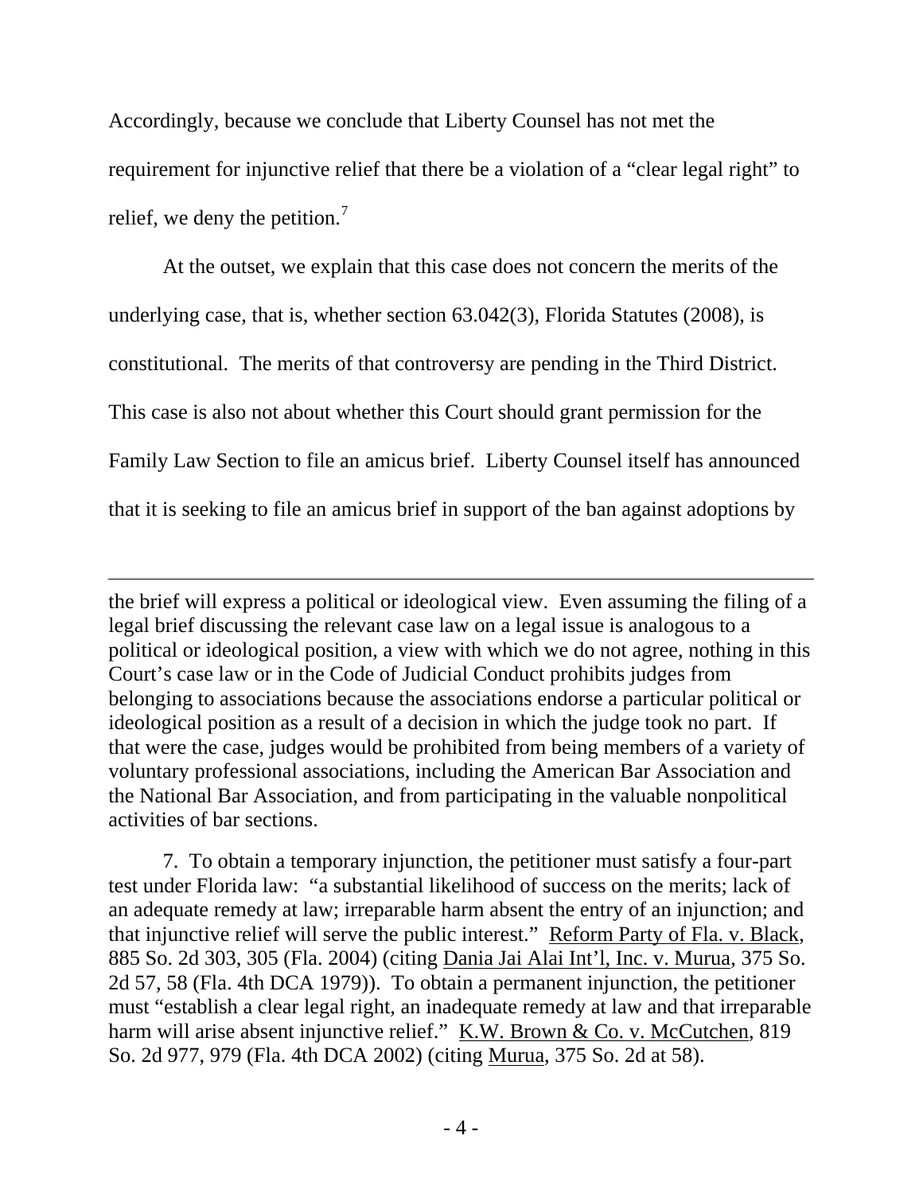Accordingly, because we conclude that Liberty Counsel has not met the requirement for injunctive relief that there be a violation of a "clear legal right" to relief, we deny the petition.[7]

At the outset, we explain that this case does not concern the merits of the underlying case, that is, whether section 63.042(3), Florida Statutes (2008), is constitutional. The merits of that controversy are pending in the Third District. This case is also not about whether this Court should grant permission for the Family Law Section to file an amicus brief. Liberty Counsel itself has announced that it is seeking to file an amicus brief in support of the ban against adoptions by

---

the brief will express a political or ideological view. Even assuming the filing of a legal brief discussing the relevant case law on a legal issue is analogous to a political or ideological position, a view with which we do not agree, nothing in this Court's case law or in the Code of Judicial Conduct prohibits judges from belonging to associations because the associations endorse a particular political or ideological position as a result of a decision in which the judge took no part. If that were the case, judges would be prohibited from being members of a variety of voluntary professional associations, including the American Bar Association and the National Bar Association, and from participating in the valuable nonpolitical activities of bar sections.

7. To obtain a temporary injunction, the petitioner must satisfy a four-part test under Florida law: "a substantial likelihood of success on the merits; lack of an adequate remedy at law; irreparable harm absent the entry of an injunction; and that injunctive relief will serve the public interest." Reform Party of Fla. v. Black, 885 So. 2d 303, 305 (Fla. 2004) (citing Dania Jai Alai Int'l, Inc. v. Murua, 375 So. 2d 57, 58 (Fla. 4th DCA 1979)). To obtain a permanent injunction, the petitioner must "establish a clear legal right, an inadequate remedy at law and that irreparable harm will arise absent injunctive relief." K.W. Brown & Co. v. McCutchen, 819 So. 2d 977, 979 (Fla. 4th DCA 2002) (citing Murua, 375 So. 2d at 58).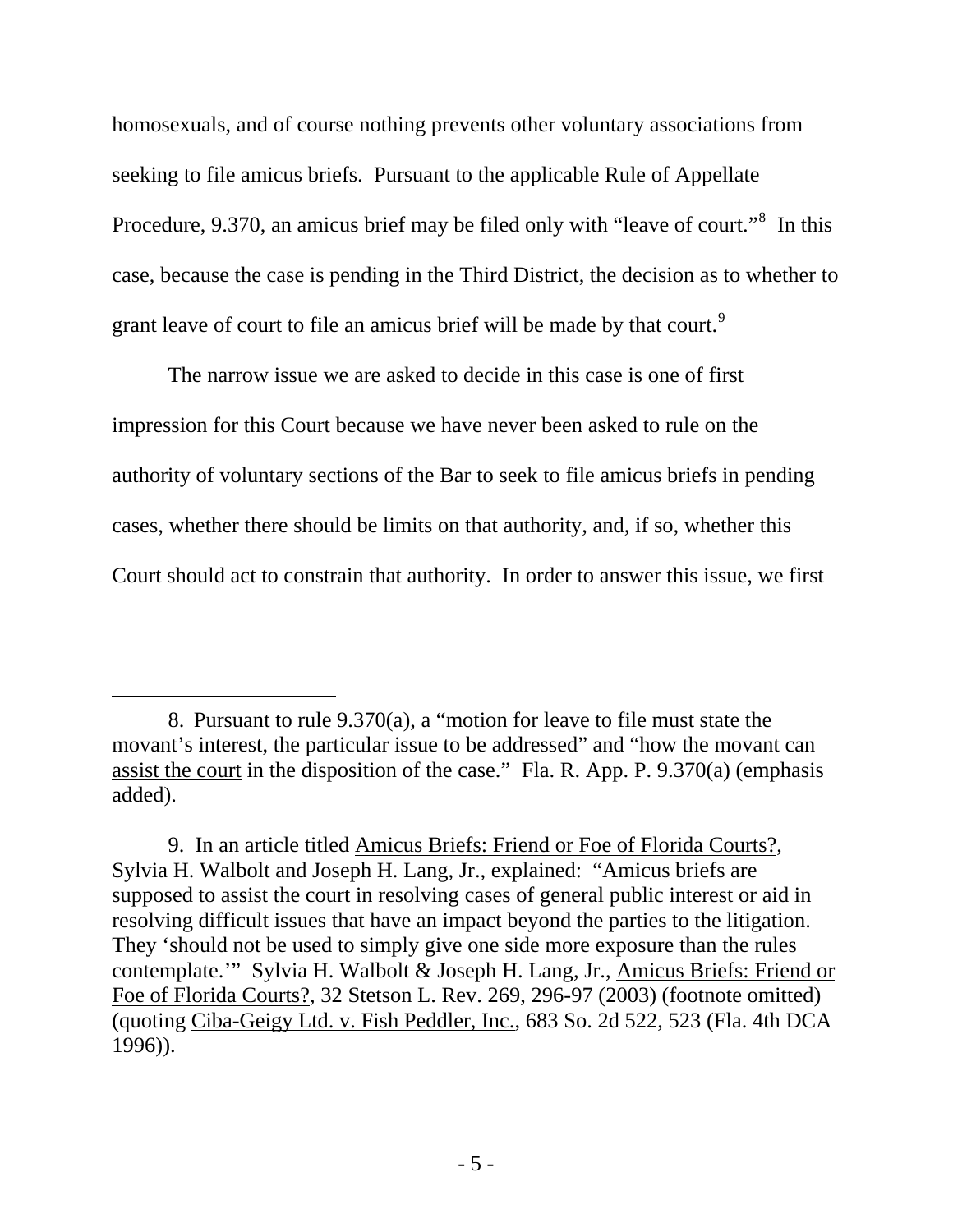homosexuals, and of course nothing prevents other voluntary associations from seeking to file amicus briefs. Pursuant to the applicable Rule of Appellate Procedure, 9.370, an amicus brief may be filed only with "leave of court."[8] In this case, because the case is pending in the Third District, the decision as to whether to grant leave of court to file an amicus brief will be made by that court.[9]

The narrow issue we are asked to decide in this case is one of first impression for this Court because we have never been asked to rule on the authority of voluntary sections of the Bar to seek to file amicus briefs in pending cases, whether there should be limits on that authority, and, if so, whether this Court should act to constrain that authority. In order to answer this issue, we first

---

8. Pursuant to rule 9.370(a), a "motion for leave to file must state the movant's interest, the particular issue to be addressed" and "how the movant can assist the court in the disposition of the case." Fla. R. App. P. 9.370(a) (emphasis added).

9. In an article titled Amicus Briefs: Friend or Foe of Florida Courts?, Sylvia H. Walbolt and Joseph H. Lang, Jr., explained: "Amicus briefs are supposed to assist the court in resolving cases of general public interest or aid in resolving difficult issues that have an impact beyond the parties to the litigation. They 'should not be used to simply give one side more exposure than the rules contemplate.'" Sylvia H. Walbolt & Joseph H. Lang, Jr., Amicus Briefs: Friend or Foe of Florida Courts?, 32 Stetson L. Rev. 269, 296-97 (2003) (footnote omitted) (quoting Ciba-Geigy Ltd. v. Fish Peddler, Inc., 683 So. 2d 522, 523 (Fla. 4th DCA 1996)).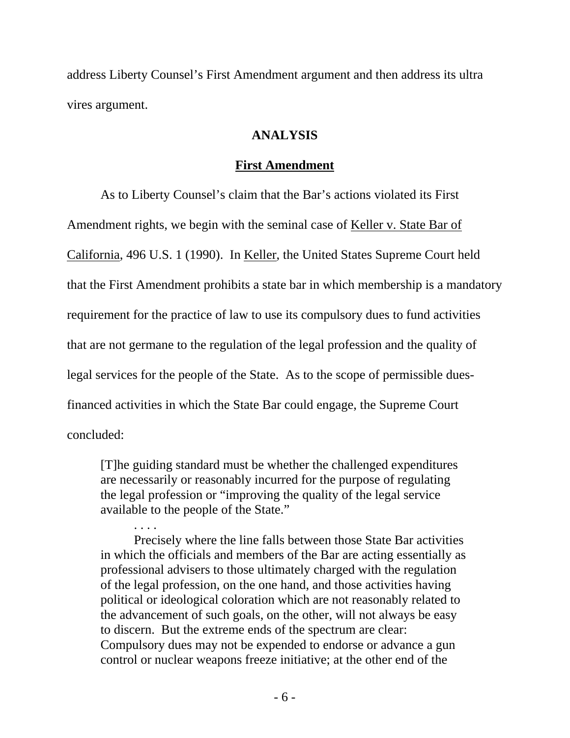address Liberty Counsel's First Amendment argument and then address its ultra vires argument.

## ANALYSIS

### First Amendment

As to Liberty Counsel's claim that the Bar's actions violated its First Amendment rights, we begin with the seminal case of Keller v. State Bar of California, 496 U.S. 1 (1990). In Keller, the United States Supreme Court held that the First Amendment prohibits a state bar in which membership is a mandatory requirement for the practice of law to use its compulsory dues to fund activities that are not germane to the regulation of the legal profession and the quality of legal services for the people of the State. As to the scope of permissible dues-financed activities in which the State Bar could engage, the Supreme Court concluded:

> [T]he guiding standard must be whether the challenged expenditures are necessarily or reasonably incurred for the purpose of regulating the legal profession or "improving the quality of the legal service available to the people of the State."
>
> . . . .
>
> Precisely where the line falls between those State Bar activities in which the officials and members of the Bar are acting essentially as professional advisers to those ultimately charged with the regulation of the legal profession, on the one hand, and those activities having political or ideological coloration which are not reasonably related to the advancement of such goals, on the other, will not always be easy to discern. But the extreme ends of the spectrum are clear: Compulsory dues may not be expended to endorse or advance a gun control or nuclear weapons freeze initiative; at the other end of the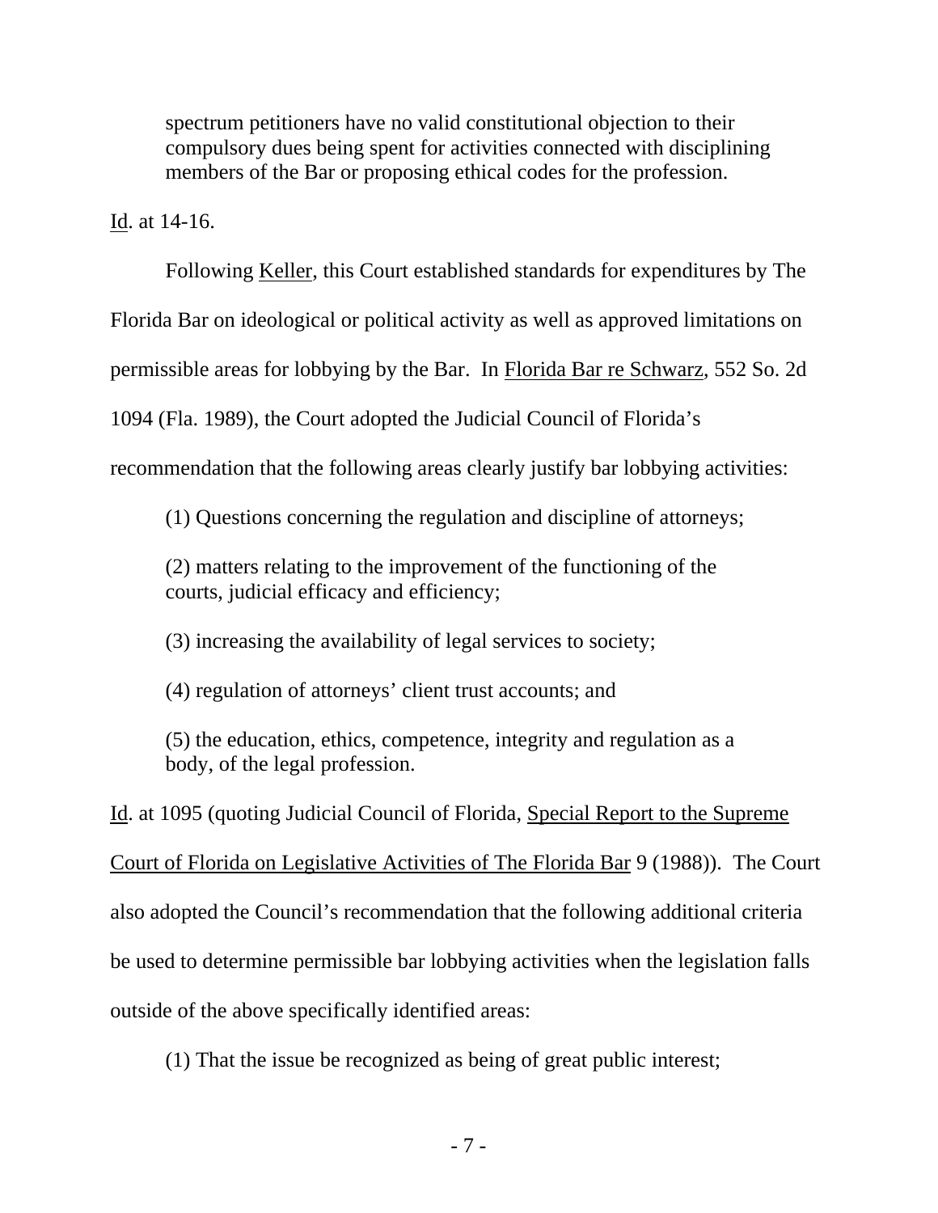> spectrum petitioners have no valid constitutional objection to their compulsory dues being spent for activities connected with disciplining members of the Bar or proposing ethical codes for the profession.

Id. at 14-16.

Following Keller, this Court established standards for expenditures by The Florida Bar on ideological or political activity as well as approved limitations on permissible areas for lobbying by the Bar. In Florida Bar re Schwarz, 552 So. 2d 1094 (Fla. 1989), the Court adopted the Judicial Council of Florida's recommendation that the following areas clearly justify bar lobbying activities:

> (1) Questions concerning the regulation and discipline of attorneys;
>
> (2) matters relating to the improvement of the functioning of the courts, judicial efficacy and efficiency;
>
> (3) increasing the availability of legal services to society;
>
> (4) regulation of attorneys' client trust accounts; and
>
> (5) the education, ethics, competence, integrity and regulation as a body, of the legal profession.

Id. at 1095 (quoting Judicial Council of Florida, Special Report to the Supreme Court of Florida on Legislative Activities of The Florida Bar 9 (1988)). The Court also adopted the Council's recommendation that the following additional criteria be used to determine permissible bar lobbying activities when the legislation falls outside of the above specifically identified areas:

> (1) That the issue be recognized as being of great public interest;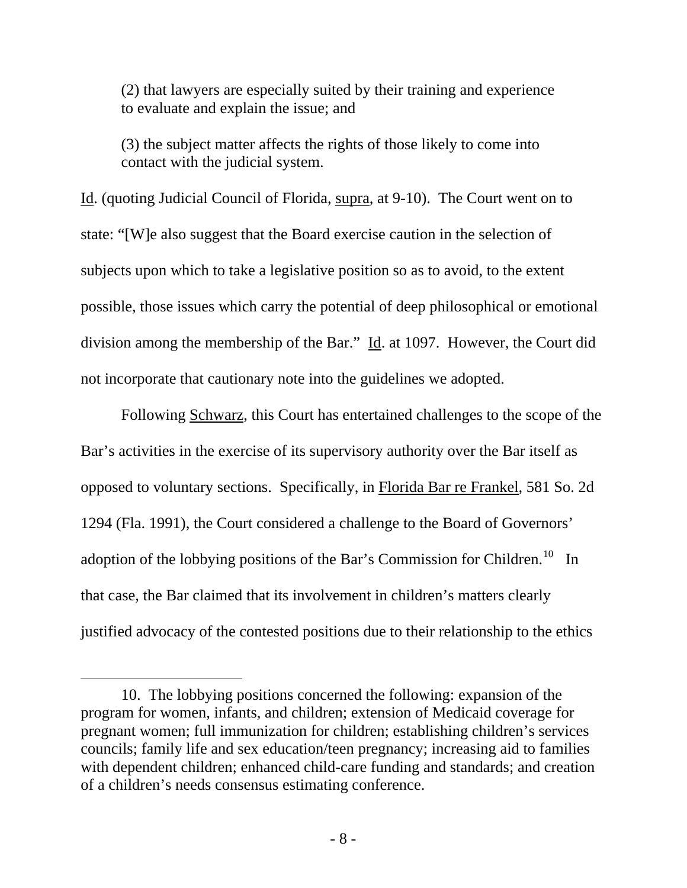(2) that lawyers are especially suited by their training and experience to evaluate and explain the issue; and

(3) the subject matter affects the rights of those likely to come into contact with the judicial system.

Id. (quoting Judicial Council of Florida, supra, at 9-10). The Court went on to state: "[W]e also suggest that the Board exercise caution in the selection of subjects upon which to take a legislative position so as to avoid, to the extent possible, those issues which carry the potential of deep philosophical or emotional division among the membership of the Bar." Id. at 1097. However, the Court did not incorporate that cautionary note into the guidelines we adopted.

Following Schwarz, this Court has entertained challenges to the scope of the Bar's activities in the exercise of its supervisory authority over the Bar itself as opposed to voluntary sections. Specifically, in Florida Bar re Frankel, 581 So. 2d 1294 (Fla. 1991), the Court considered a challenge to the Board of Governors' adoption of the lobbying positions of the Bar's Commission for Children.[10] In that case, the Bar claimed that its involvement in children's matters clearly justified advocacy of the contested positions due to their relationship to the ethics

---

10. The lobbying positions concerned the following: expansion of the program for women, infants, and children; extension of Medicaid coverage for pregnant women; full immunization for children; establishing children's services councils; family life and sex education/teen pregnancy; increasing aid to families with dependent children; enhanced child-care funding and standards; and creation of a children's needs consensus estimating conference.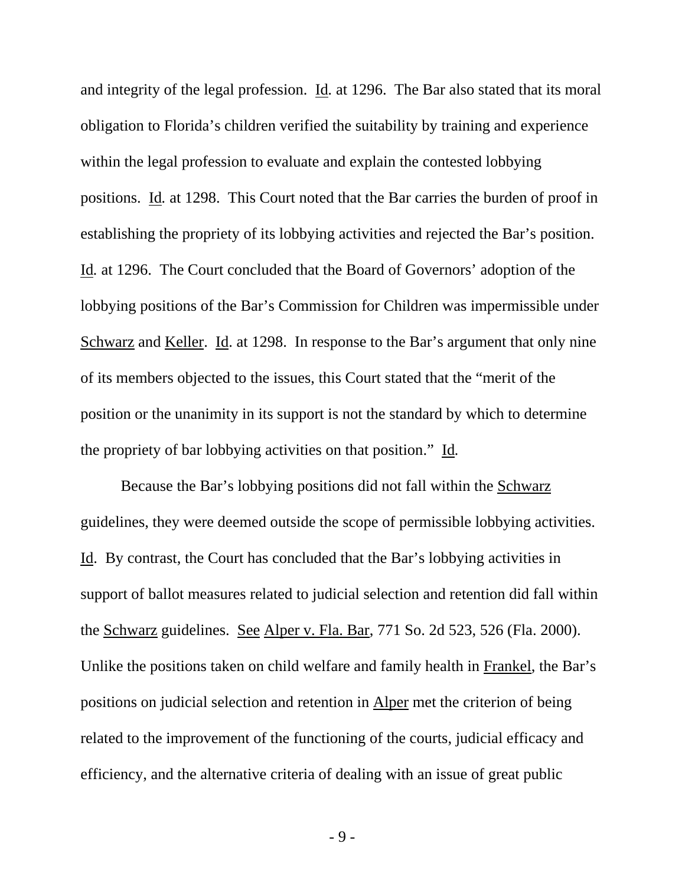and integrity of the legal profession. Id. at 1296. The Bar also stated that its moral obligation to Florida's children verified the suitability by training and experience within the legal profession to evaluate and explain the contested lobbying positions. Id. at 1298. This Court noted that the Bar carries the burden of proof in establishing the propriety of its lobbying activities and rejected the Bar's position. Id. at 1296. The Court concluded that the Board of Governors' adoption of the lobbying positions of the Bar's Commission for Children was impermissible under Schwarz and Keller. Id. at 1298. In response to the Bar's argument that only nine of its members objected to the issues, this Court stated that the "merit of the position or the unanimity in its support is not the standard by which to determine the propriety of bar lobbying activities on that position." Id.

Because the Bar's lobbying positions did not fall within the Schwarz guidelines, they were deemed outside the scope of permissible lobbying activities. Id. By contrast, the Court has concluded that the Bar's lobbying activities in support of ballot measures related to judicial selection and retention did fall within the Schwarz guidelines. See Alper v. Fla. Bar, 771 So. 2d 523, 526 (Fla. 2000). Unlike the positions taken on child welfare and family health in Frankel, the Bar's positions on judicial selection and retention in Alper met the criterion of being related to the improvement of the functioning of the courts, judicial efficacy and efficiency, and the alternative criteria of dealing with an issue of great public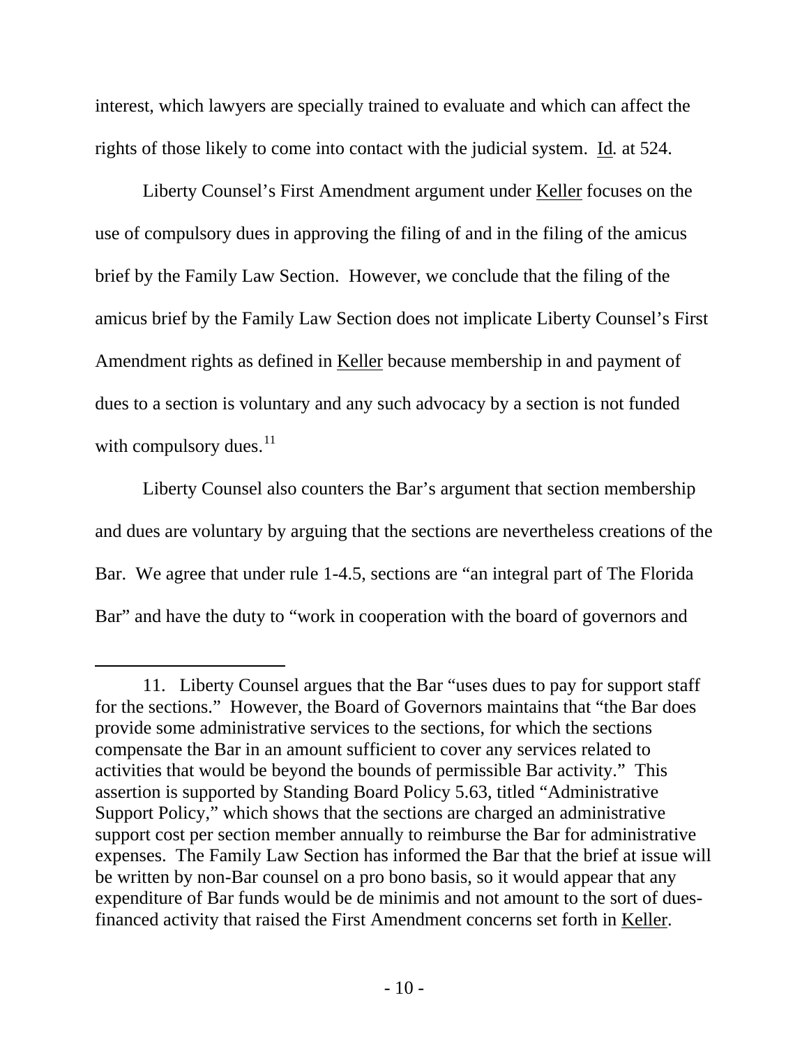interest, which lawyers are specially trained to evaluate and which can affect the rights of those likely to come into contact with the judicial system. Id. at 524.

Liberty Counsel's First Amendment argument under Keller focuses on the use of compulsory dues in approving the filing of and in the filing of the amicus brief by the Family Law Section. However, we conclude that the filing of the amicus brief by the Family Law Section does not implicate Liberty Counsel's First Amendment rights as defined in Keller because membership in and payment of dues to a section is voluntary and any such advocacy by a section is not funded with compulsory dues.[11]

Liberty Counsel also counters the Bar's argument that section membership and dues are voluntary by arguing that the sections are nevertheless creations of the Bar. We agree that under rule 1-4.5, sections are "an integral part of The Florida Bar" and have the duty to "work in cooperation with the board of governors and

---

11. Liberty Counsel argues that the Bar "uses dues to pay for support staff for the sections." However, the Board of Governors maintains that "the Bar does provide some administrative services to the sections, for which the sections compensate the Bar in an amount sufficient to cover any services related to activities that would be beyond the bounds of permissible Bar activity." This assertion is supported by Standing Board Policy 5.63, titled "Administrative Support Policy," which shows that the sections are charged an administrative support cost per section member annually to reimburse the Bar for administrative expenses. The Family Law Section has informed the Bar that the brief at issue will be written by non-Bar counsel on a pro bono basis, so it would appear that any expenditure of Bar funds would be de minimis and not amount to the sort of dues-financed activity that raised the First Amendment concerns set forth in Keller.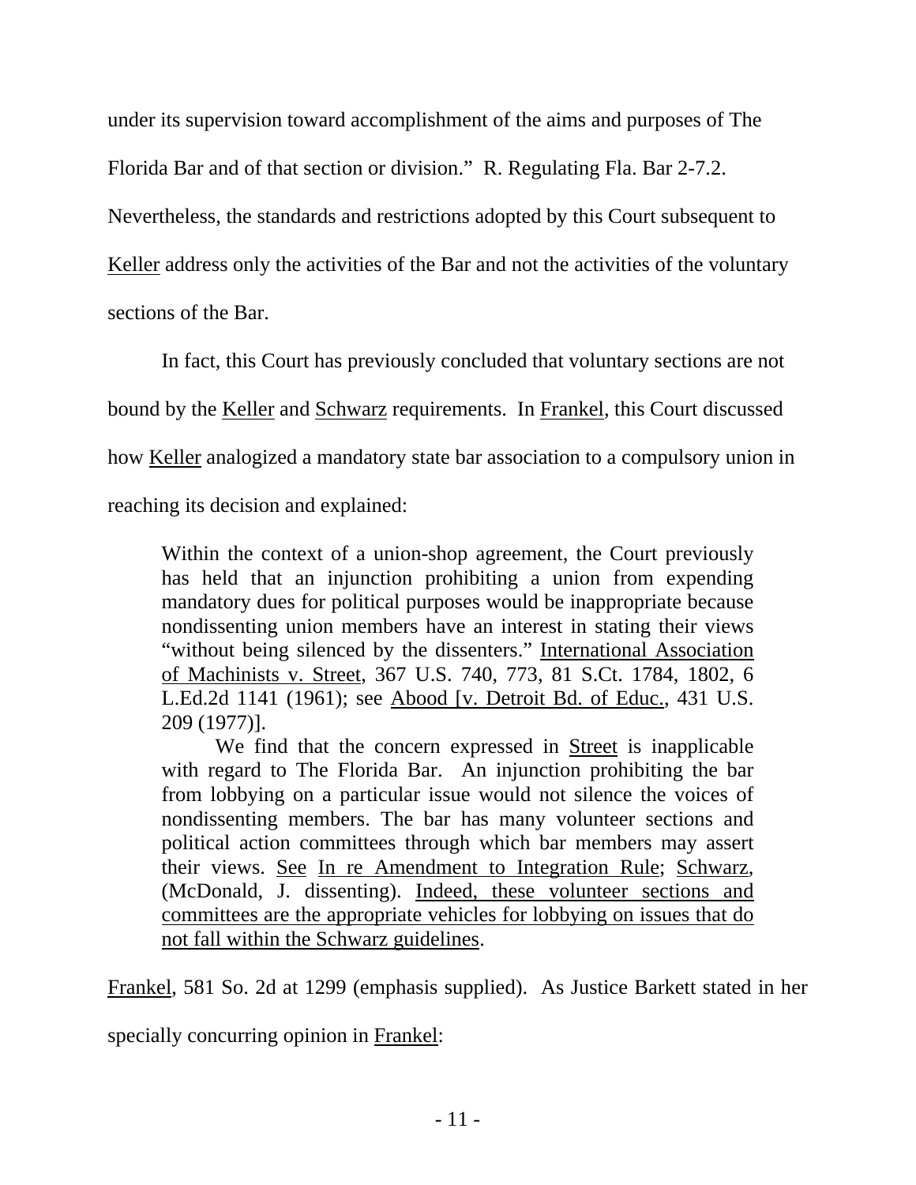under its supervision toward accomplishment of the aims and purposes of The Florida Bar and of that section or division." R. Regulating Fla. Bar 2-7.2. Nevertheless, the standards and restrictions adopted by this Court subsequent to Keller address only the activities of the Bar and not the activities of the voluntary sections of the Bar.

In fact, this Court has previously concluded that voluntary sections are not bound by the Keller and Schwarz requirements. In Frankel, this Court discussed how Keller analogized a mandatory state bar association to a compulsory union in reaching its decision and explained:

> Within the context of a union-shop agreement, the Court previously has held that an injunction prohibiting a union from expending mandatory dues for political purposes would be inappropriate because nondissenting union members have an interest in stating their views "without being silenced by the dissenters." International Association of Machinists v. Street, 367 U.S. 740, 773, 81 S.Ct. 1784, 1802, 6 L.Ed.2d 1141 (1961); see Abood [v. Detroit Bd. of Educ., 431 U.S. 209 (1977)].
>
> We find that the concern expressed in Street is inapplicable with regard to The Florida Bar. An injunction prohibiting the bar from lobbying on a particular issue would not silence the voices of nondissenting members. The bar has many volunteer sections and political action committees through which bar members may assert their views. See In re Amendment to Integration Rule; Schwarz, (McDonald, J. dissenting). Indeed, these volunteer sections and committees are the appropriate vehicles for lobbying on issues that do not fall within the Schwarz guidelines.

Frankel, 581 So. 2d at 1299 (emphasis supplied). As Justice Barkett stated in her specially concurring opinion in Frankel: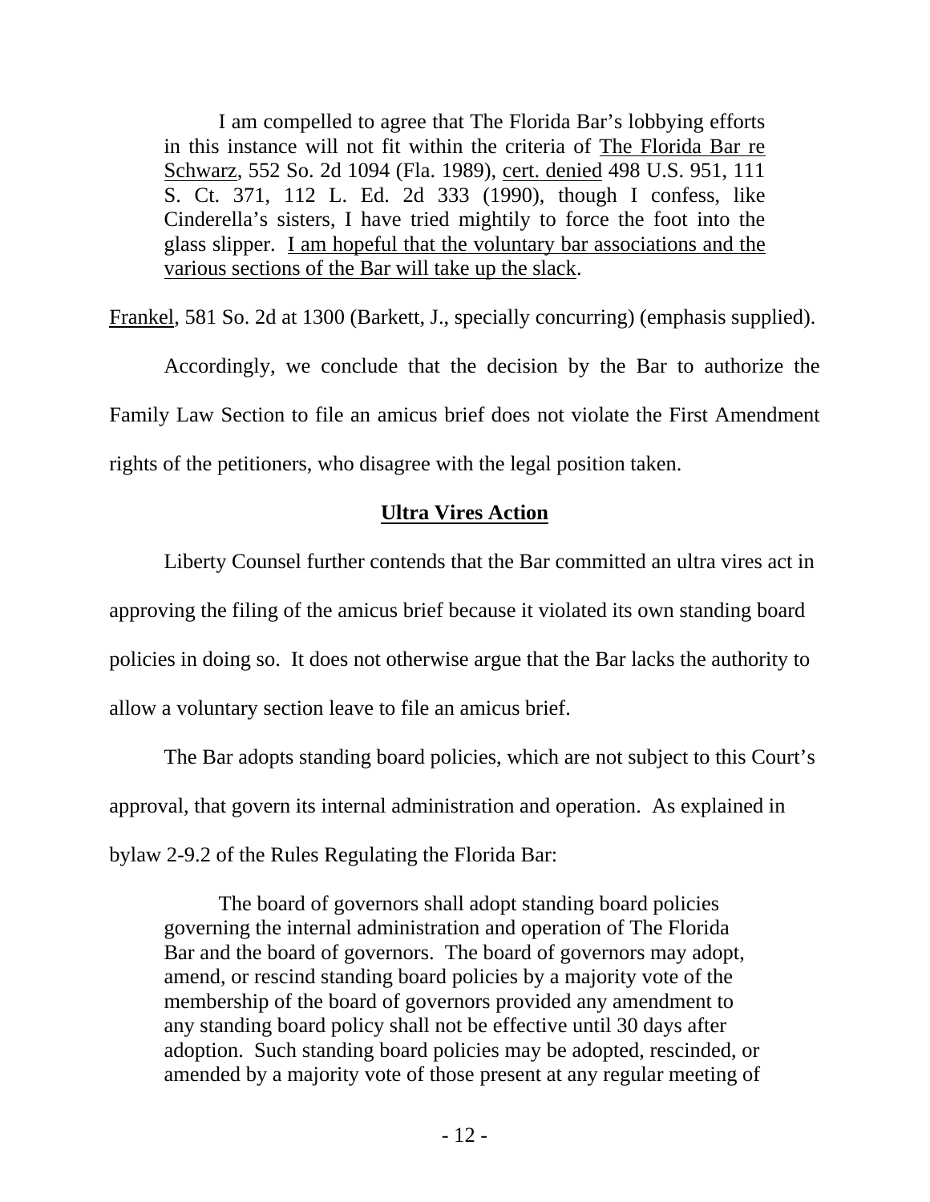> I am compelled to agree that The Florida Bar's lobbying efforts in this instance will not fit within the criteria of The Florida Bar re Schwarz, 552 So. 2d 1094 (Fla. 1989), cert. denied 498 U.S. 951, 111 S. Ct. 371, 112 L. Ed. 2d 333 (1990), though I confess, like Cinderella's sisters, I have tried mightily to force the foot into the glass slipper. I am hopeful that the voluntary bar associations and the various sections of the Bar will take up the slack.

Frankel, 581 So. 2d at 1300 (Barkett, J., specially concurring) (emphasis supplied).

Accordingly, we conclude that the decision by the Bar to authorize the Family Law Section to file an amicus brief does not violate the First Amendment rights of the petitioners, who disagree with the legal position taken.

## Ultra Vires Action

Liberty Counsel further contends that the Bar committed an ultra vires act in approving the filing of the amicus brief because it violated its own standing board policies in doing so. It does not otherwise argue that the Bar lacks the authority to allow a voluntary section leave to file an amicus brief.

The Bar adopts standing board policies, which are not subject to this Court's approval, that govern its internal administration and operation. As explained in bylaw 2-9.2 of the Rules Regulating the Florida Bar:

> The board of governors shall adopt standing board policies governing the internal administration and operation of The Florida Bar and the board of governors. The board of governors may adopt, amend, or rescind standing board policies by a majority vote of the membership of the board of governors provided any amendment to any standing board policy shall not be effective until 30 days after adoption. Such standing board policies may be adopted, rescinded, or amended by a majority vote of those present at any regular meeting of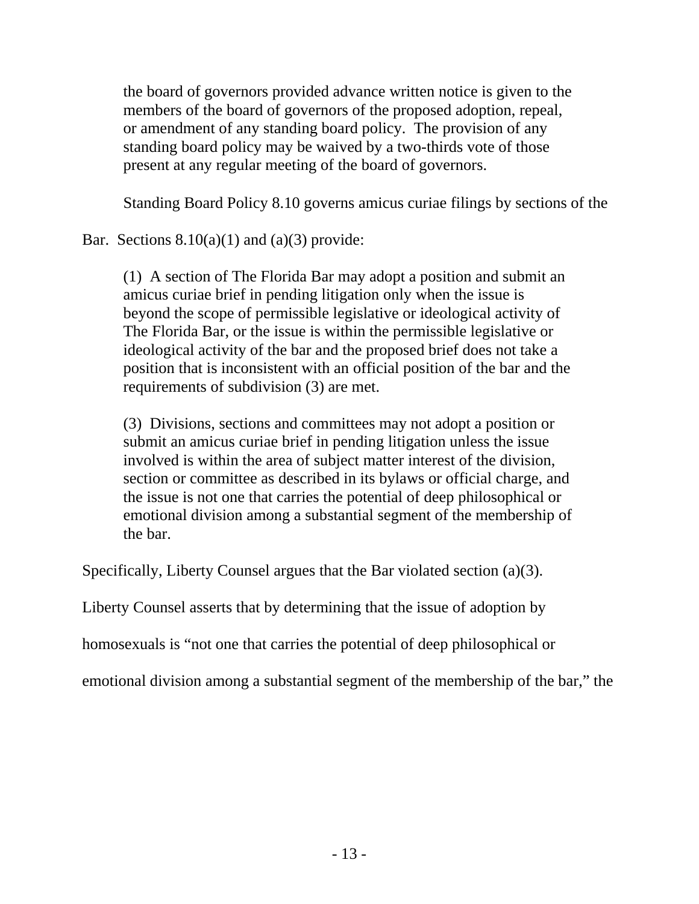> the board of governors provided advance written notice is given to the members of the board of governors of the proposed adoption, repeal, or amendment of any standing board policy. The provision of any standing board policy may be waived by a two-thirds vote of those present at any regular meeting of the board of governors.

Standing Board Policy 8.10 governs amicus curiae filings by sections of the Bar. Sections 8.10(a)(1) and (a)(3) provide:

> (1) A section of The Florida Bar may adopt a position and submit an amicus curiae brief in pending litigation only when the issue is beyond the scope of permissible legislative or ideological activity of The Florida Bar, or the issue is within the permissible legislative or ideological activity of the bar and the proposed brief does not take a position that is inconsistent with an official position of the bar and the requirements of subdivision (3) are met.
>
> (3) Divisions, sections and committees may not adopt a position or submit an amicus curiae brief in pending litigation unless the issue involved is within the area of subject matter interest of the division, section or committee as described in its bylaws or official charge, and the issue is not one that carries the potential of deep philosophical or emotional division among a substantial segment of the membership of the bar.

Specifically, Liberty Counsel argues that the Bar violated section (a)(3). Liberty Counsel asserts that by determining that the issue of adoption by homosexuals is "not one that carries the potential of deep philosophical or emotional division among a substantial segment of the membership of the bar," the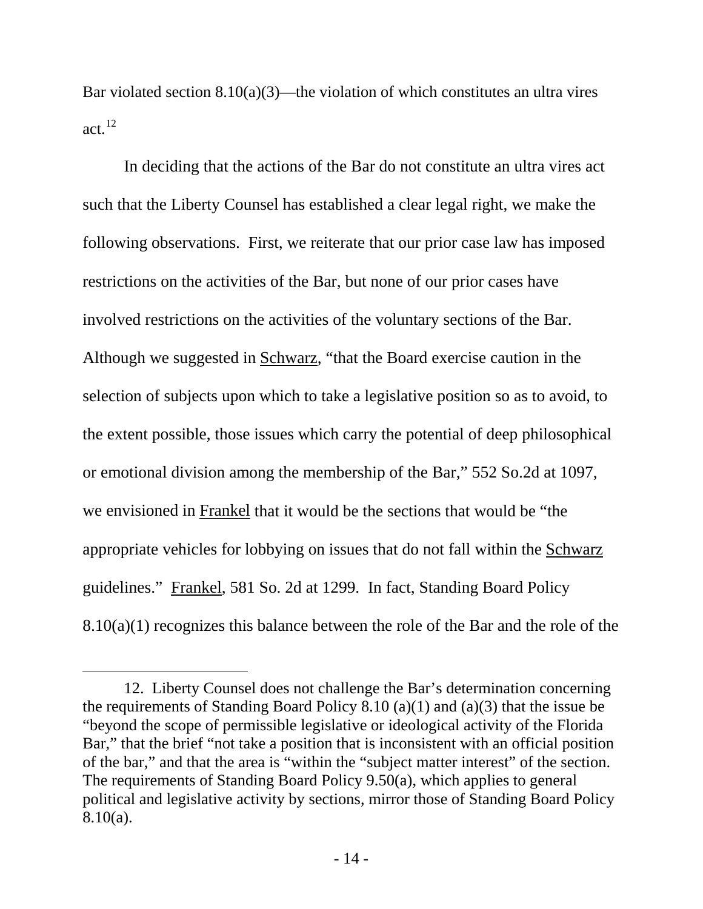Bar violated section 8.10(a)(3)—the violation of which constitutes an ultra vires act.[12]

In deciding that the actions of the Bar do not constitute an ultra vires act such that the Liberty Counsel has established a clear legal right, we make the following observations. First, we reiterate that our prior case law has imposed restrictions on the activities of the Bar, but none of our prior cases have involved restrictions on the activities of the voluntary sections of the Bar. Although we suggested in Schwarz, "that the Board exercise caution in the selection of subjects upon which to take a legislative position so as to avoid, to the extent possible, those issues which carry the potential of deep philosophical or emotional division among the membership of the Bar," 552 So.2d at 1097, we envisioned in Frankel that it would be the sections that would be "the appropriate vehicles for lobbying on issues that do not fall within the Schwarz guidelines." Frankel, 581 So. 2d at 1299. In fact, Standing Board Policy 8.10(a)(1) recognizes this balance between the role of the Bar and the role of the

---

12. Liberty Counsel does not challenge the Bar's determination concerning the requirements of Standing Board Policy 8.10 (a)(1) and (a)(3) that the issue be "beyond the scope of permissible legislative or ideological activity of the Florida Bar," that the brief "not take a position that is inconsistent with an official position of the bar," and that the area is "within the "subject matter interest" of the section. The requirements of Standing Board Policy 9.50(a), which applies to general political and legislative activity by sections, mirror those of Standing Board Policy 8.10(a).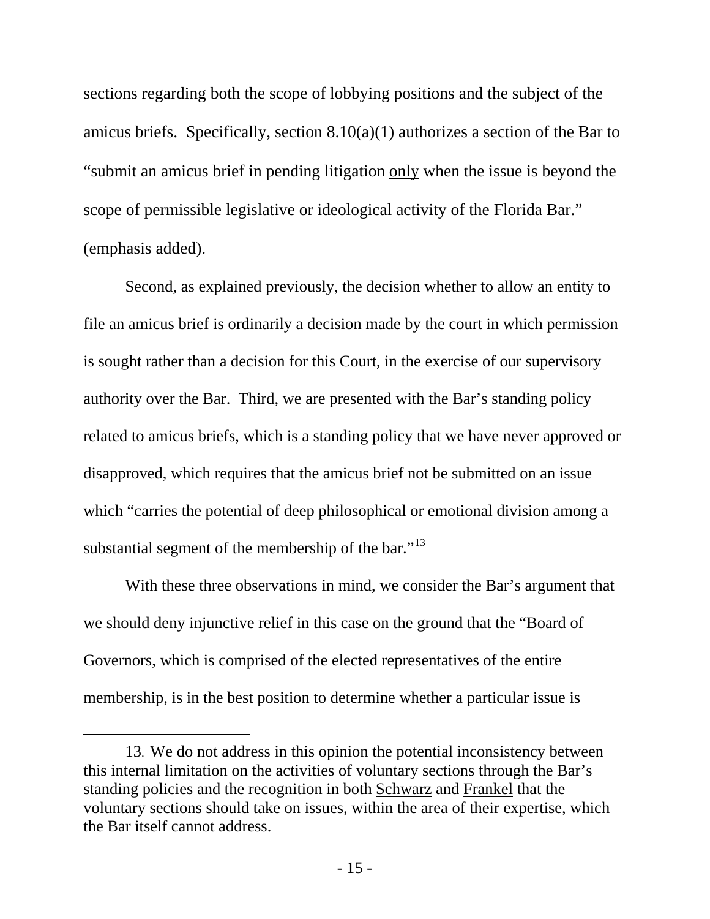sections regarding both the scope of lobbying positions and the subject of the amicus briefs. Specifically, section 8.10(a)(1) authorizes a section of the Bar to "submit an amicus brief in pending litigation only when the issue is beyond the scope of permissible legislative or ideological activity of the Florida Bar." (emphasis added).

Second, as explained previously, the decision whether to allow an entity to file an amicus brief is ordinarily a decision made by the court in which permission is sought rather than a decision for this Court, in the exercise of our supervisory authority over the Bar. Third, we are presented with the Bar's standing policy related to amicus briefs, which is a standing policy that we have never approved or disapproved, which requires that the amicus brief not be submitted on an issue which "carries the potential of deep philosophical or emotional division among a substantial segment of the membership of the bar."[13]

With these three observations in mind, we consider the Bar's argument that we should deny injunctive relief in this case on the ground that the "Board of Governors, which is comprised of the elected representatives of the entire membership, is in the best position to determine whether a particular issue is

---

13. We do not address in this opinion the potential inconsistency between this internal limitation on the activities of voluntary sections through the Bar's standing policies and the recognition in both Schwarz and Frankel that the voluntary sections should take on issues, within the area of their expertise, which the Bar itself cannot address.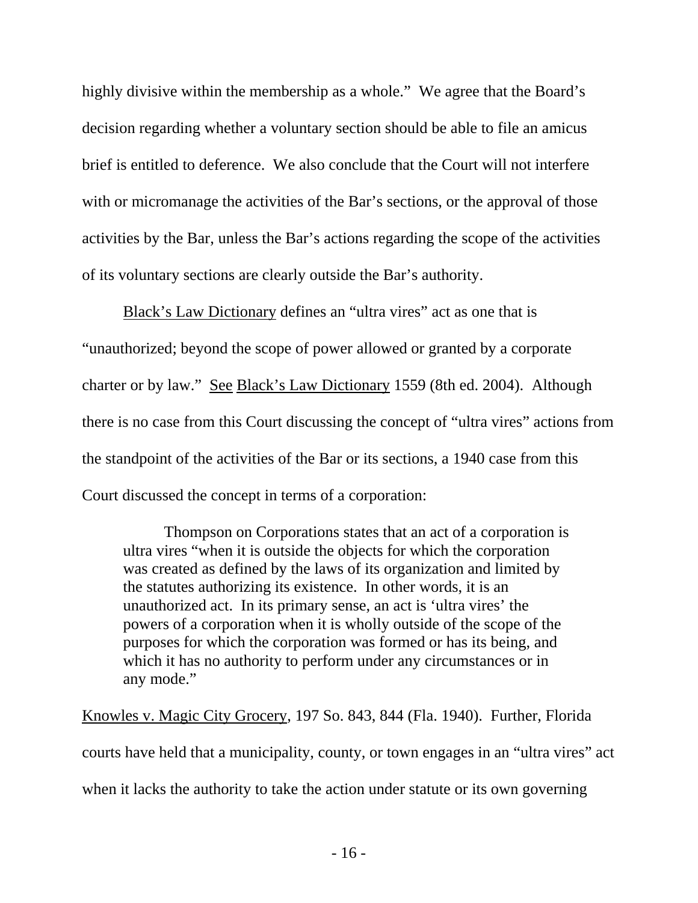highly divisive within the membership as a whole." We agree that the Board's decision regarding whether a voluntary section should be able to file an amicus brief is entitled to deference. We also conclude that the Court will not interfere with or micromanage the activities of the Bar's sections, or the approval of those activities by the Bar, unless the Bar's actions regarding the scope of the activities of its voluntary sections are clearly outside the Bar's authority.

Black's Law Dictionary defines an "ultra vires" act as one that is "unauthorized; beyond the scope of power allowed or granted by a corporate charter or by law." See Black's Law Dictionary 1559 (8th ed. 2004). Although there is no case from this Court discussing the concept of "ultra vires" actions from the standpoint of the activities of the Bar or its sections, a 1940 case from this Court discussed the concept in terms of a corporation:

> Thompson on Corporations states that an act of a corporation is ultra vires "when it is outside the objects for which the corporation was created as defined by the laws of its organization and limited by the statutes authorizing its existence. In other words, it is an unauthorized act. In its primary sense, an act is 'ultra vires' the powers of a corporation when it is wholly outside of the scope of the purposes for which the corporation was formed or has its being, and which it has no authority to perform under any circumstances or in any mode."

Knowles v. Magic City Grocery, 197 So. 843, 844 (Fla. 1940). Further, Florida courts have held that a municipality, county, or town engages in an "ultra vires" act when it lacks the authority to take the action under statute or its own governing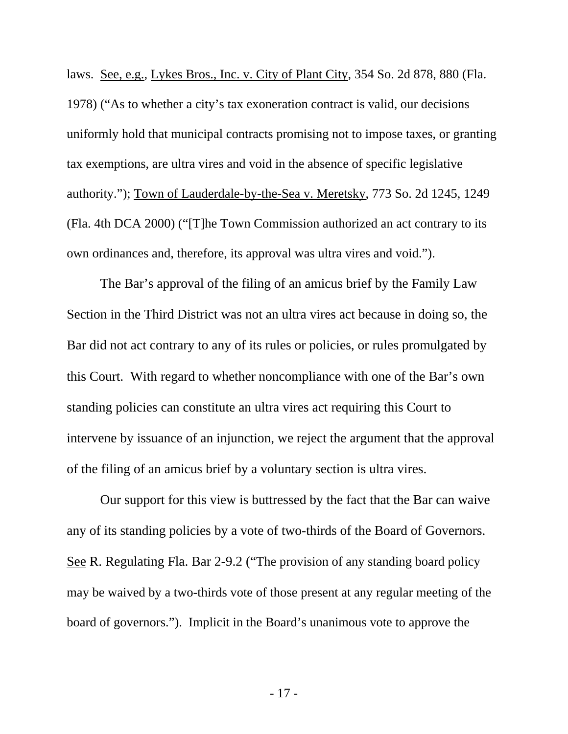laws. See, e.g., Lykes Bros., Inc. v. City of Plant City, 354 So. 2d 878, 880 (Fla. 1978) ("As to whether a city's tax exoneration contract is valid, our decisions uniformly hold that municipal contracts promising not to impose taxes, or granting tax exemptions, are ultra vires and void in the absence of specific legislative authority."); Town of Lauderdale-by-the-Sea v. Meretsky, 773 So. 2d 1245, 1249 (Fla. 4th DCA 2000) ("[T]he Town Commission authorized an act contrary to its own ordinances and, therefore, its approval was ultra vires and void.").

The Bar's approval of the filing of an amicus brief by the Family Law Section in the Third District was not an ultra vires act because in doing so, the Bar did not act contrary to any of its rules or policies, or rules promulgated by this Court. With regard to whether noncompliance with one of the Bar's own standing policies can constitute an ultra vires act requiring this Court to intervene by issuance of an injunction, we reject the argument that the approval of the filing of an amicus brief by a voluntary section is ultra vires.

Our support for this view is buttressed by the fact that the Bar can waive any of its standing policies by a vote of two-thirds of the Board of Governors. See R. Regulating Fla. Bar 2-9.2 ("The provision of any standing board policy may be waived by a two-thirds vote of those present at any regular meeting of the board of governors."). Implicit in the Board's unanimous vote to approve the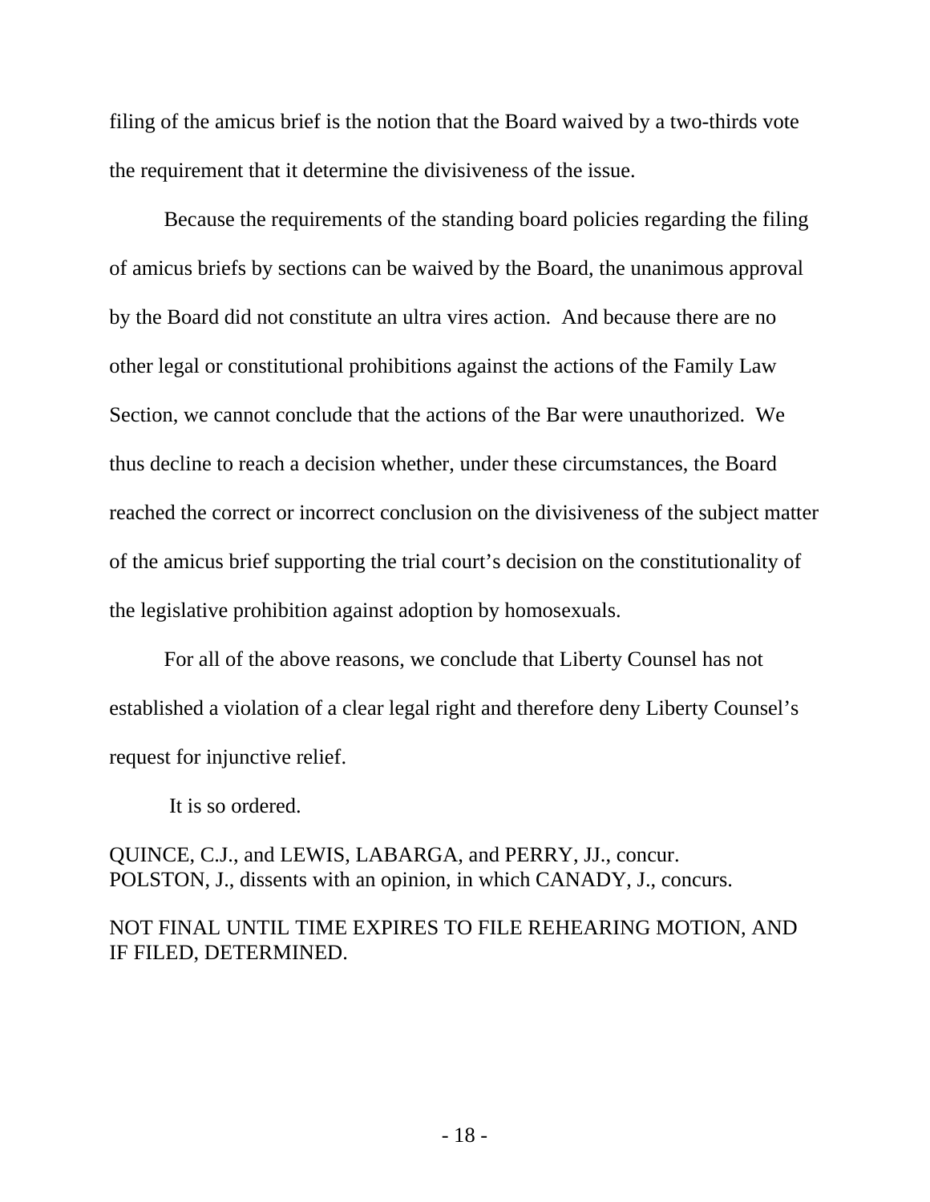filing of the amicus brief is the notion that the Board waived by a two-thirds vote the requirement that it determine the divisiveness of the issue.

Because the requirements of the standing board policies regarding the filing of amicus briefs by sections can be waived by the Board, the unanimous approval by the Board did not constitute an ultra vires action. And because there are no other legal or constitutional prohibitions against the actions of the Family Law Section, we cannot conclude that the actions of the Bar were unauthorized. We thus decline to reach a decision whether, under these circumstances, the Board reached the correct or incorrect conclusion on the divisiveness of the subject matter of the amicus brief supporting the trial court's decision on the constitutionality of the legislative prohibition against adoption by homosexuals.

For all of the above reasons, we conclude that Liberty Counsel has not established a violation of a clear legal right and therefore deny Liberty Counsel's request for injunctive relief.

It is so ordered.

QUINCE, C.J., and LEWIS, LABARGA, and PERRY, JJ., concur.
POLSTON, J., dissents with an opinion, in which CANADY, J., concurs.

NOT FINAL UNTIL TIME EXPIRES TO FILE REHEARING MOTION, AND IF FILED, DETERMINED.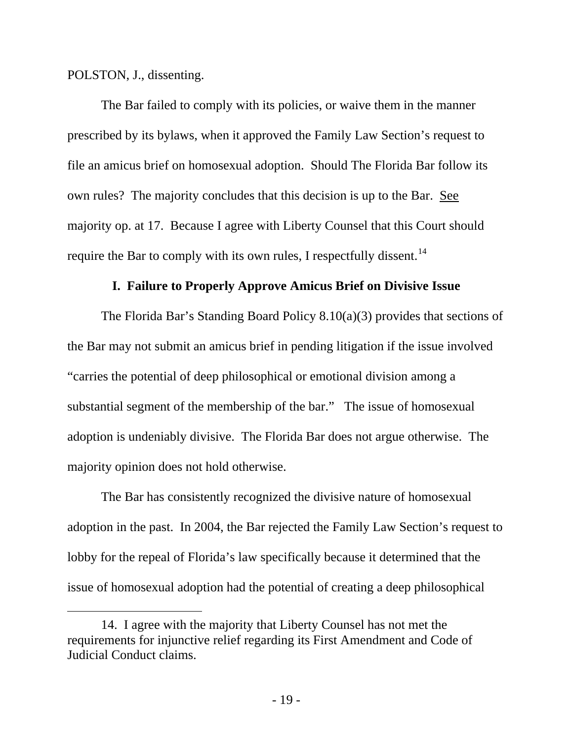POLSTON, J., dissenting.

The Bar failed to comply with its policies, or waive them in the manner prescribed by its bylaws, when it approved the Family Law Section's request to file an amicus brief on homosexual adoption. Should The Florida Bar follow its own rules? The majority concludes that this decision is up to the Bar. See majority op. at 17. Because I agree with Liberty Counsel that this Court should require the Bar to comply with its own rules, I respectfully dissent.[14]

### I. Failure to Properly Approve Amicus Brief on Divisive Issue

The Florida Bar's Standing Board Policy 8.10(a)(3) provides that sections of the Bar may not submit an amicus brief in pending litigation if the issue involved "carries the potential of deep philosophical or emotional division among a substantial segment of the membership of the bar." The issue of homosexual adoption is undeniably divisive. The Florida Bar does not argue otherwise. The majority opinion does not hold otherwise.

The Bar has consistently recognized the divisive nature of homosexual adoption in the past. In 2004, the Bar rejected the Family Law Section's request to lobby for the repeal of Florida's law specifically because it determined that the issue of homosexual adoption had the potential of creating a deep philosophical

---

14. I agree with the majority that Liberty Counsel has not met the requirements for injunctive relief regarding its First Amendment and Code of Judicial Conduct claims.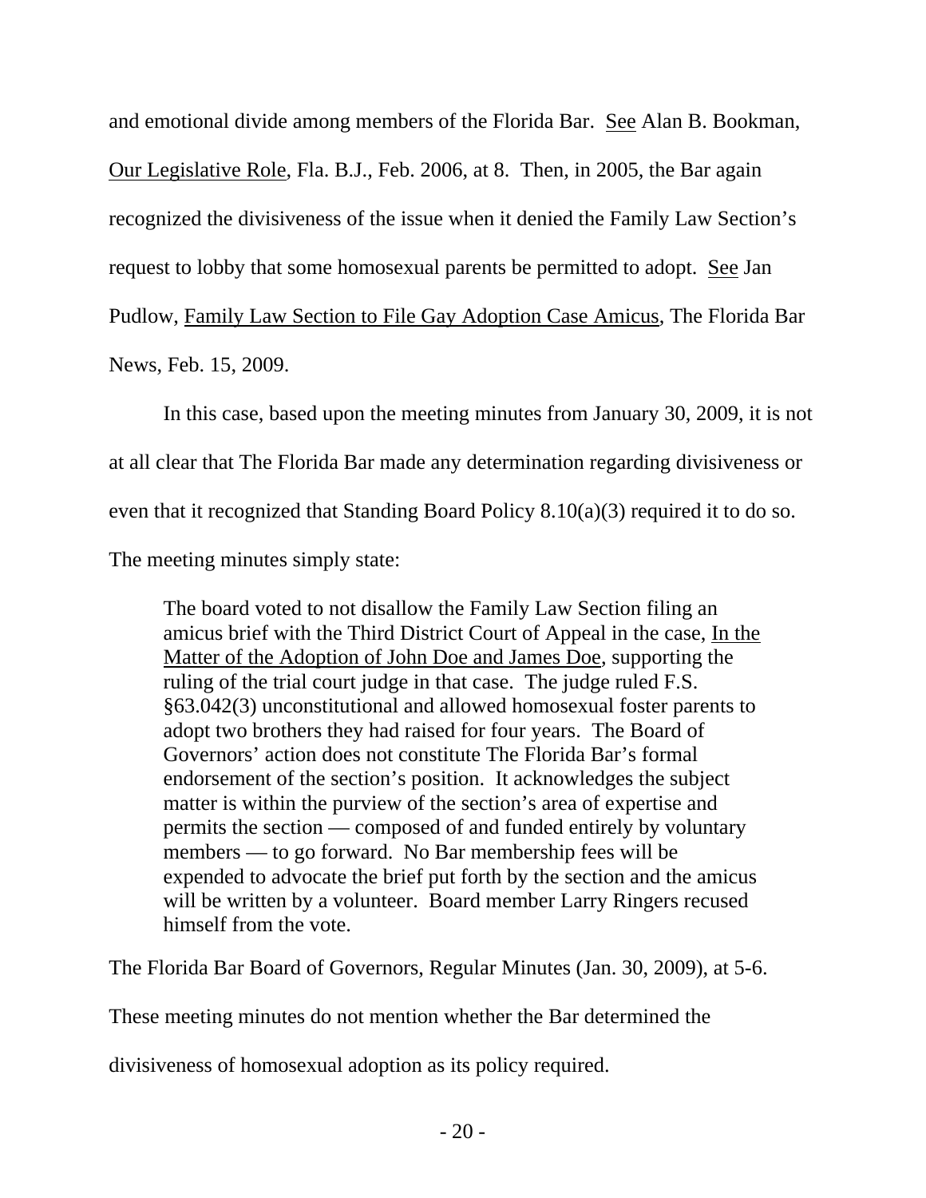and emotional divide among members of the Florida Bar. See Alan B. Bookman, Our Legislative Role, Fla. B.J., Feb. 2006, at 8. Then, in 2005, the Bar again recognized the divisiveness of the issue when it denied the Family Law Section's request to lobby that some homosexual parents be permitted to adopt. See Jan Pudlow, Family Law Section to File Gay Adoption Case Amicus, The Florida Bar News, Feb. 15, 2009.

In this case, based upon the meeting minutes from January 30, 2009, it is not at all clear that The Florida Bar made any determination regarding divisiveness or even that it recognized that Standing Board Policy 8.10(a)(3) required it to do so. The meeting minutes simply state:

> The board voted to not disallow the Family Law Section filing an amicus brief with the Third District Court of Appeal in the case, In the Matter of the Adoption of John Doe and James Doe, supporting the ruling of the trial court judge in that case. The judge ruled F.S. §63.042(3) unconstitutional and allowed homosexual foster parents to adopt two brothers they had raised for four years. The Board of Governors' action does not constitute The Florida Bar's formal endorsement of the section's position. It acknowledges the subject matter is within the purview of the section's area of expertise and permits the section — composed of and funded entirely by voluntary members — to go forward. No Bar membership fees will be expended to advocate the brief put forth by the section and the amicus will be written by a volunteer. Board member Larry Ringers recused himself from the vote.

The Florida Bar Board of Governors, Regular Minutes (Jan. 30, 2009), at 5-6. These meeting minutes do not mention whether the Bar determined the divisiveness of homosexual adoption as its policy required.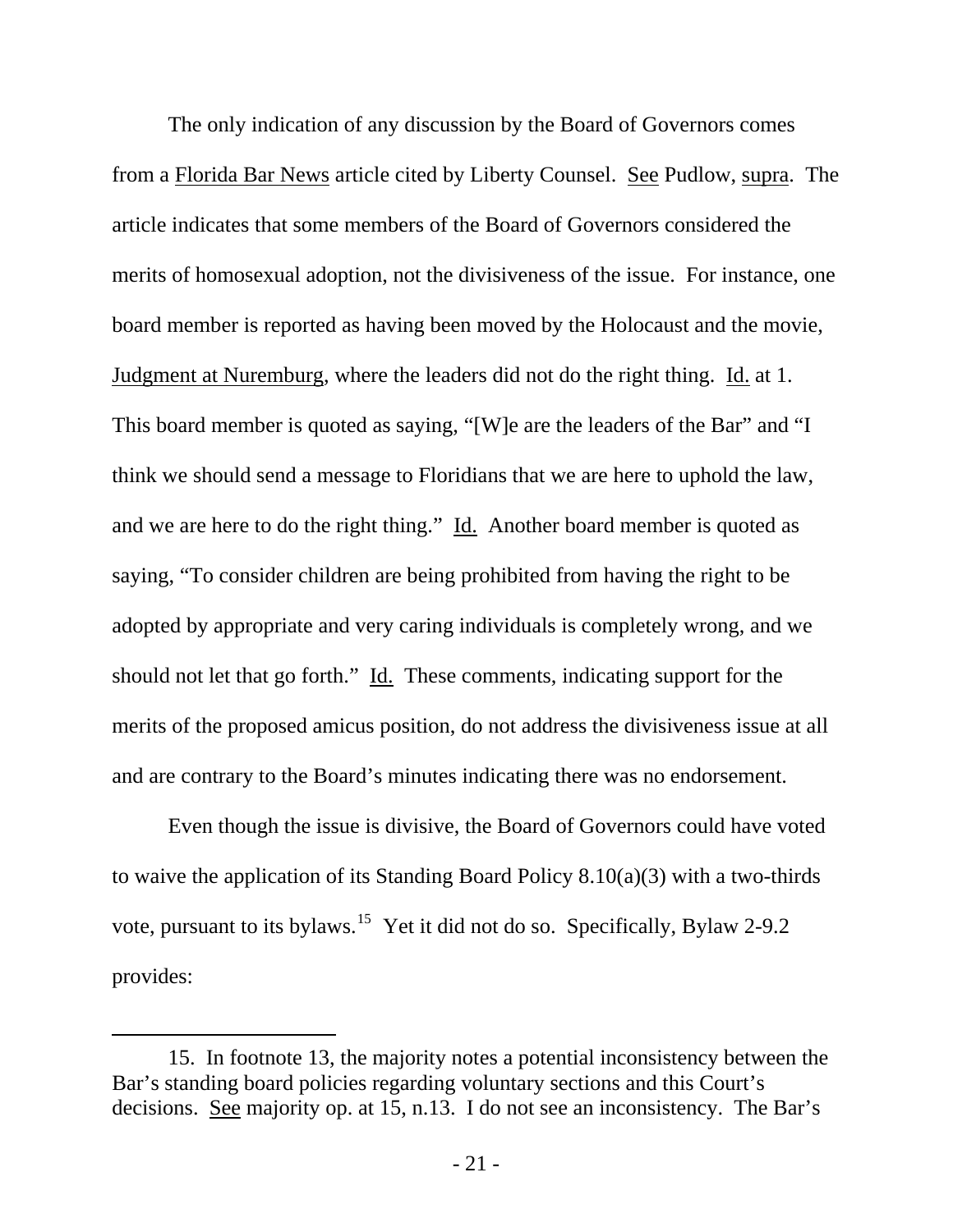The only indication of any discussion by the Board of Governors comes from a Florida Bar News article cited by Liberty Counsel. See Pudlow, supra. The article indicates that some members of the Board of Governors considered the merits of homosexual adoption, not the divisiveness of the issue. For instance, one board member is reported as having been moved by the Holocaust and the movie, Judgment at Nuremburg, where the leaders did not do the right thing. Id. at 1. This board member is quoted as saying, "[W]e are the leaders of the Bar" and "I think we should send a message to Floridians that we are here to uphold the law, and we are here to do the right thing." Id. Another board member is quoted as saying, "To consider children are being prohibited from having the right to be adopted by appropriate and very caring individuals is completely wrong, and we should not let that go forth." Id. These comments, indicating support for the merits of the proposed amicus position, do not address the divisiveness issue at all and are contrary to the Board's minutes indicating there was no endorsement.

Even though the issue is divisive, the Board of Governors could have voted to waive the application of its Standing Board Policy 8.10(a)(3) with a two-thirds vote, pursuant to its bylaws.[15] Yet it did not do so. Specifically, Bylaw 2-9.2 provides:

---

15. In footnote 13, the majority notes a potential inconsistency between the Bar's standing board policies regarding voluntary sections and this Court's decisions. See majority op. at 15, n.13. I do not see an inconsistency. The Bar's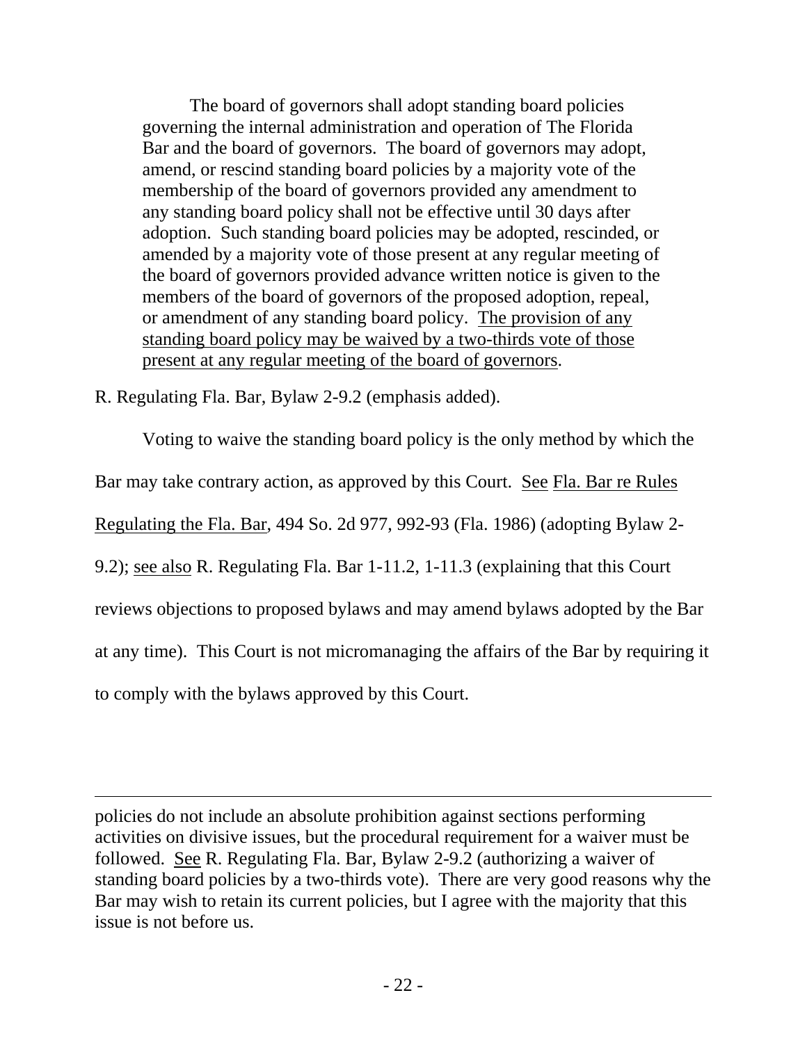> The board of governors shall adopt standing board policies governing the internal administration and operation of The Florida Bar and the board of governors. The board of governors may adopt, amend, or rescind standing board policies by a majority vote of the membership of the board of governors provided any amendment to any standing board policy shall not be effective until 30 days after adoption. Such standing board policies may be adopted, rescinded, or amended by a majority vote of those present at any regular meeting of the board of governors provided advance written notice is given to the members of the board of governors of the proposed adoption, repeal, or amendment of any standing board policy. <u>The provision of any standing board policy may be waived by a two-thirds vote of those present at any regular meeting of the board of governors</u>.

R. Regulating Fla. Bar, Bylaw 2-9.2 (emphasis added).

Voting to waive the standing board policy is the only method by which the Bar may take contrary action, as approved by this Court. <u>See</u> <u>Fla. Bar re Rules Regulating the Fla. Bar</u>, 494 So. 2d 977, 992-93 (Fla. 1986) (adopting Bylaw 2-9.2); <u>see also</u> R. Regulating Fla. Bar 1-11.2, 1-11.3 (explaining that this Court reviews objections to proposed bylaws and may amend bylaws adopted by the Bar at any time). This Court is not micromanaging the affairs of the Bar by requiring it to comply with the bylaws approved by this Court.

---

policies do not include an absolute prohibition against sections performing activities on divisive issues, but the procedural requirement for a waiver must be followed. <u>See</u> R. Regulating Fla. Bar, Bylaw 2-9.2 (authorizing a waiver of standing board policies by a two-thirds vote). There are very good reasons why the Bar may wish to retain its current policies, but I agree with the majority that this issue is not before us.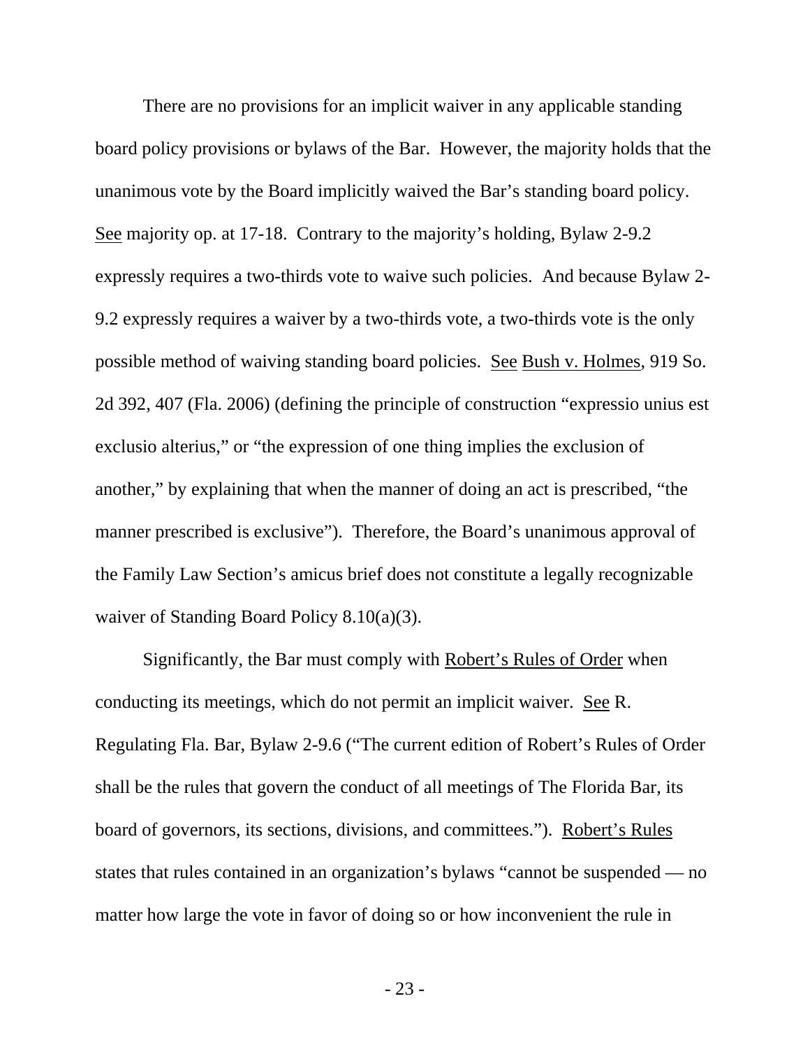There are no provisions for an implicit waiver in any applicable standing board policy provisions or bylaws of the Bar. However, the majority holds that the unanimous vote by the Board implicitly waived the Bar's standing board policy. See majority op. at 17-18. Contrary to the majority's holding, Bylaw 2-9.2 expressly requires a two-thirds vote to waive such policies. And because Bylaw 2-9.2 expressly requires a waiver by a two-thirds vote, a two-thirds vote is the only possible method of waiving standing board policies. See Bush v. Holmes, 919 So. 2d 392, 407 (Fla. 2006) (defining the principle of construction "expressio unius est exclusio alterius," or "the expression of one thing implies the exclusion of another," by explaining that when the manner of doing an act is prescribed, "the manner prescribed is exclusive"). Therefore, the Board's unanimous approval of the Family Law Section's amicus brief does not constitute a legally recognizable waiver of Standing Board Policy 8.10(a)(3).

Significantly, the Bar must comply with Robert's Rules of Order when conducting its meetings, which do not permit an implicit waiver. See R. Regulating Fla. Bar, Bylaw 2-9.6 ("The current edition of Robert's Rules of Order shall be the rules that govern the conduct of all meetings of The Florida Bar, its board of governors, its sections, divisions, and committees."). Robert's Rules states that rules contained in an organization's bylaws "cannot be suspended — no matter how large the vote in favor of doing so or how inconvenient the rule in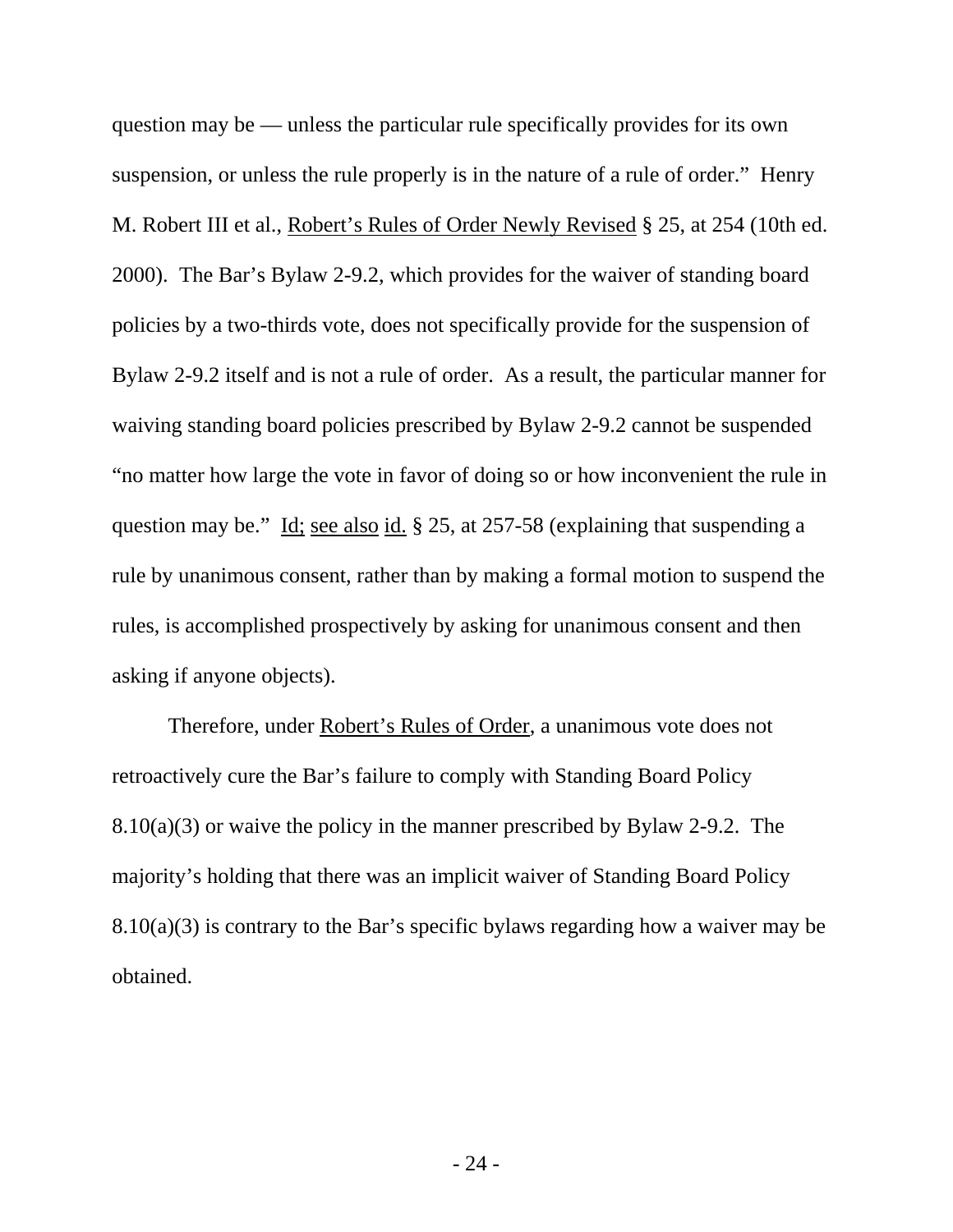question may be — unless the particular rule specifically provides for its own suspension, or unless the rule properly is in the nature of a rule of order." Henry M. Robert III et al., Robert's Rules of Order Newly Revised § 25, at 254 (10th ed. 2000). The Bar's Bylaw 2-9.2, which provides for the waiver of standing board policies by a two-thirds vote, does not specifically provide for the suspension of Bylaw 2-9.2 itself and is not a rule of order. As a result, the particular manner for waiving standing board policies prescribed by Bylaw 2-9.2 cannot be suspended "no matter how large the vote in favor of doing so or how inconvenient the rule in question may be." Id; see also id. § 25, at 257-58 (explaining that suspending a rule by unanimous consent, rather than by making a formal motion to suspend the rules, is accomplished prospectively by asking for unanimous consent and then asking if anyone objects).

Therefore, under Robert's Rules of Order, a unanimous vote does not retroactively cure the Bar's failure to comply with Standing Board Policy 8.10(a)(3) or waive the policy in the manner prescribed by Bylaw 2-9.2. The majority's holding that there was an implicit waiver of Standing Board Policy 8.10(a)(3) is contrary to the Bar's specific bylaws regarding how a waiver may be obtained.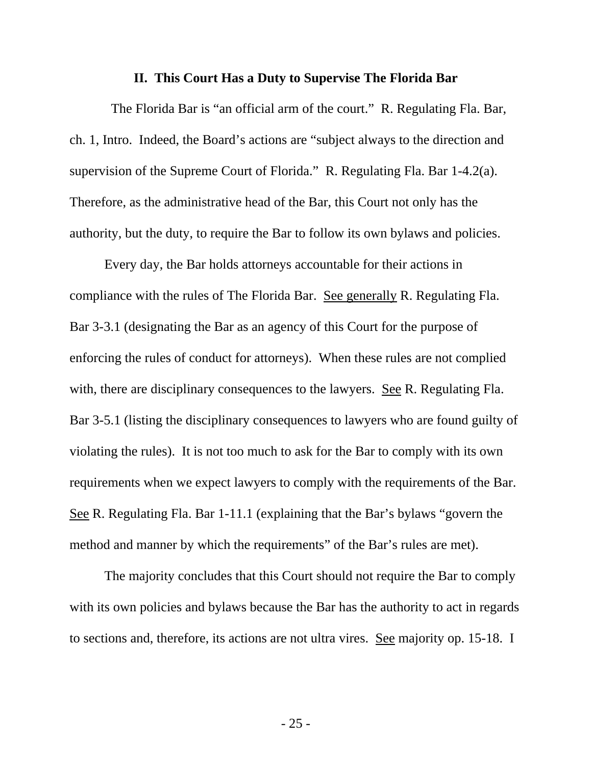## II. This Court Has a Duty to Supervise The Florida Bar

The Florida Bar is "an official arm of the court." R. Regulating Fla. Bar, ch. 1, Intro. Indeed, the Board's actions are "subject always to the direction and supervision of the Supreme Court of Florida." R. Regulating Fla. Bar 1-4.2(a). Therefore, as the administrative head of the Bar, this Court not only has the authority, but the duty, to require the Bar to follow its own bylaws and policies.

Every day, the Bar holds attorneys accountable for their actions in compliance with the rules of The Florida Bar. See generally R. Regulating Fla. Bar 3-3.1 (designating the Bar as an agency of this Court for the purpose of enforcing the rules of conduct for attorneys). When these rules are not complied with, there are disciplinary consequences to the lawyers. See R. Regulating Fla. Bar 3-5.1 (listing the disciplinary consequences to lawyers who are found guilty of violating the rules). It is not too much to ask for the Bar to comply with its own requirements when we expect lawyers to comply with the requirements of the Bar. See R. Regulating Fla. Bar 1-11.1 (explaining that the Bar's bylaws "govern the method and manner by which the requirements" of the Bar's rules are met).

The majority concludes that this Court should not require the Bar to comply with its own policies and bylaws because the Bar has the authority to act in regards to sections and, therefore, its actions are not ultra vires. See majority op. 15-18. I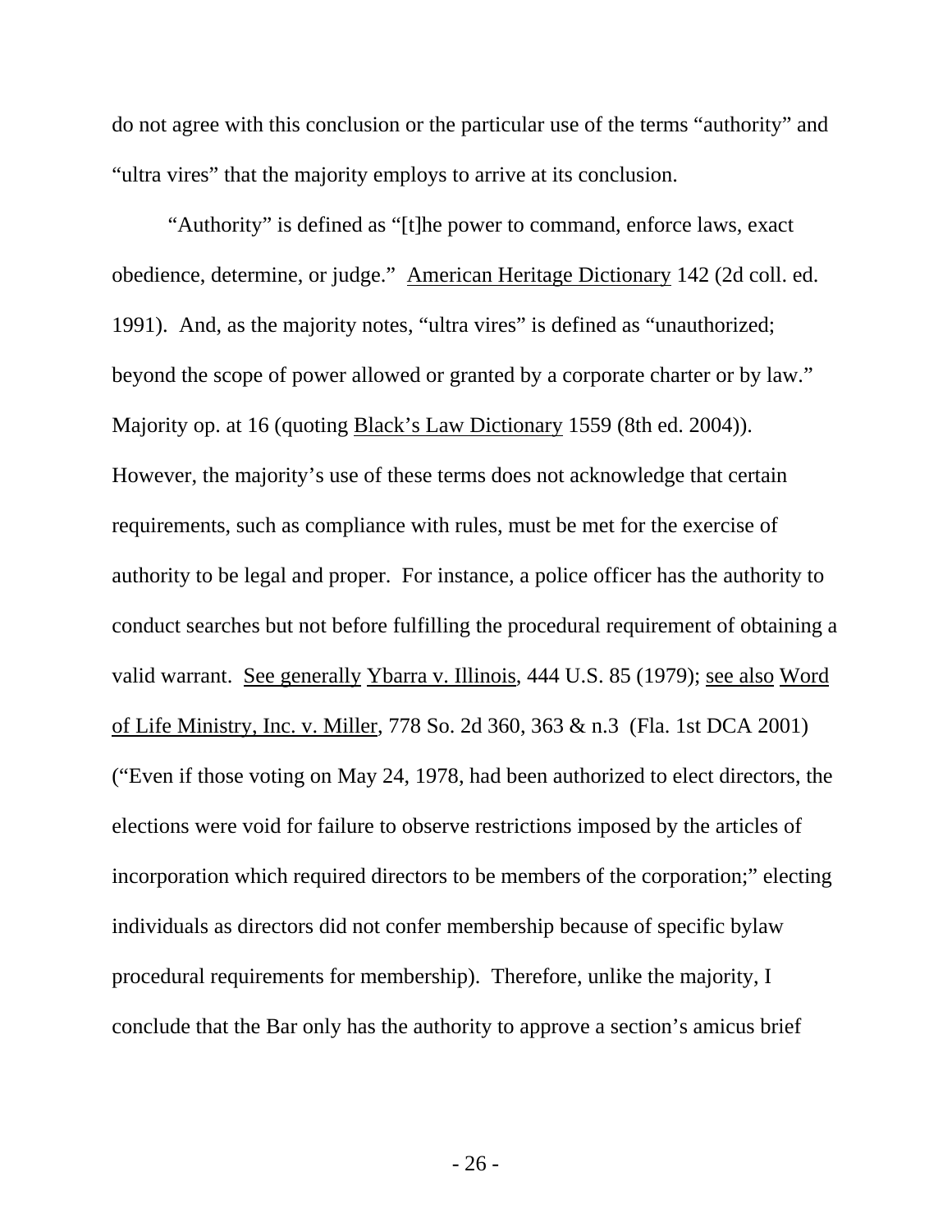do not agree with this conclusion or the particular use of the terms "authority" and "ultra vires" that the majority employs to arrive at its conclusion.

"Authority" is defined as "[t]he power to command, enforce laws, exact obedience, determine, or judge." American Heritage Dictionary 142 (2d coll. ed. 1991). And, as the majority notes, "ultra vires" is defined as "unauthorized; beyond the scope of power allowed or granted by a corporate charter or by law." Majority op. at 16 (quoting Black's Law Dictionary 1559 (8th ed. 2004)). However, the majority's use of these terms does not acknowledge that certain requirements, such as compliance with rules, must be met for the exercise of authority to be legal and proper. For instance, a police officer has the authority to conduct searches but not before fulfilling the procedural requirement of obtaining a valid warrant. See generally Ybarra v. Illinois, 444 U.S. 85 (1979); see also Word of Life Ministry, Inc. v. Miller, 778 So. 2d 360, 363 & n.3 (Fla. 1st DCA 2001) ("Even if those voting on May 24, 1978, had been authorized to elect directors, the elections were void for failure to observe restrictions imposed by the articles of incorporation which required directors to be members of the corporation;" electing individuals as directors did not confer membership because of specific bylaw procedural requirements for membership). Therefore, unlike the majority, I conclude that the Bar only has the authority to approve a section's amicus brief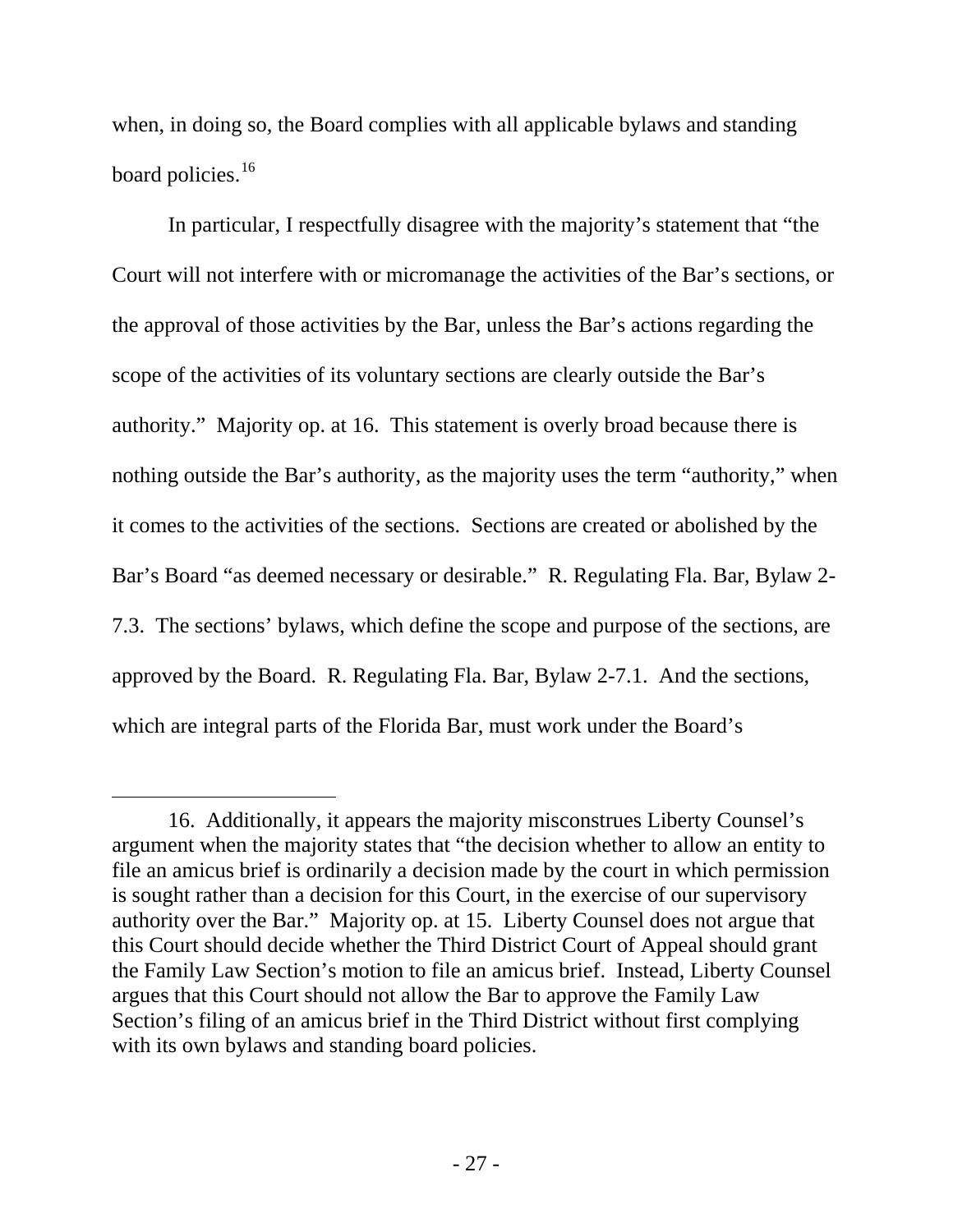when, in doing so, the Board complies with all applicable bylaws and standing board policies.[16]

In particular, I respectfully disagree with the majority's statement that "the Court will not interfere with or micromanage the activities of the Bar's sections, or the approval of those activities by the Bar, unless the Bar's actions regarding the scope of the activities of its voluntary sections are clearly outside the Bar's authority." Majority op. at 16. This statement is overly broad because there is nothing outside the Bar's authority, as the majority uses the term "authority," when it comes to the activities of the sections. Sections are created or abolished by the Bar's Board "as deemed necessary or desirable." R. Regulating Fla. Bar, Bylaw 2-7.3. The sections' bylaws, which define the scope and purpose of the sections, are approved by the Board. R. Regulating Fla. Bar, Bylaw 2-7.1. And the sections, which are integral parts of the Florida Bar, must work under the Board's

---

16. Additionally, it appears the majority misconstrues Liberty Counsel's argument when the majority states that "the decision whether to allow an entity to file an amicus brief is ordinarily a decision made by the court in which permission is sought rather than a decision for this Court, in the exercise of our supervisory authority over the Bar." Majority op. at 15. Liberty Counsel does not argue that this Court should decide whether the Third District Court of Appeal should grant the Family Law Section's motion to file an amicus brief. Instead, Liberty Counsel argues that this Court should not allow the Bar to approve the Family Law Section's filing of an amicus brief in the Third District without first complying with its own bylaws and standing board policies.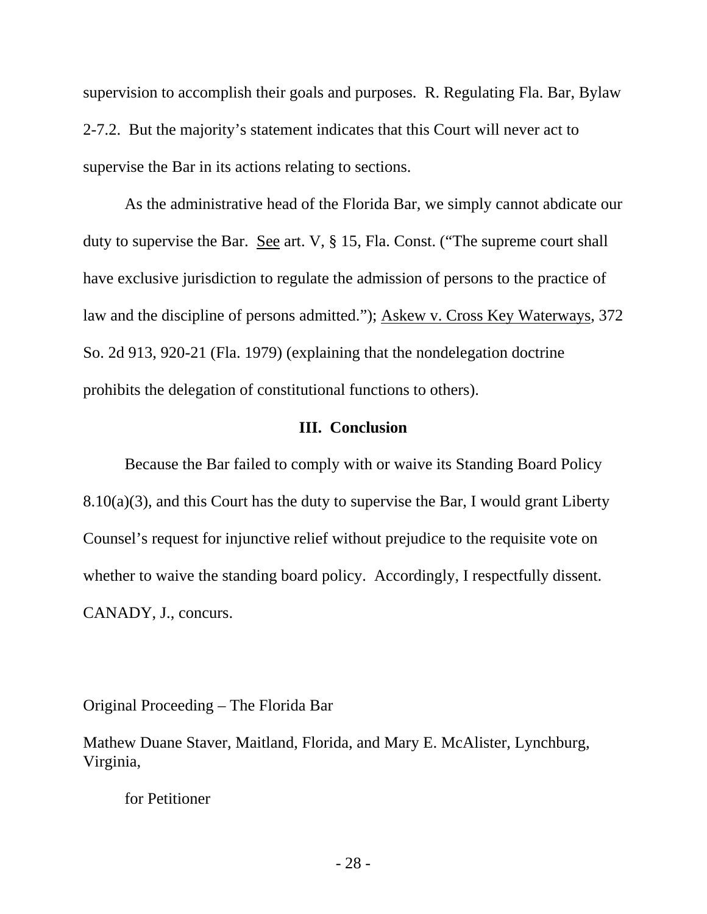supervision to accomplish their goals and purposes. R. Regulating Fla. Bar, Bylaw 2-7.2. But the majority's statement indicates that this Court will never act to supervise the Bar in its actions relating to sections.

As the administrative head of the Florida Bar, we simply cannot abdicate our duty to supervise the Bar. See art. V, § 15, Fla. Const. ("The supreme court shall have exclusive jurisdiction to regulate the admission of persons to the practice of law and the discipline of persons admitted."); Askew v. Cross Key Waterways, 372 So. 2d 913, 920-21 (Fla. 1979) (explaining that the nondelegation doctrine prohibits the delegation of constitutional functions to others).

### III. Conclusion

Because the Bar failed to comply with or waive its Standing Board Policy 8.10(a)(3), and this Court has the duty to supervise the Bar, I would grant Liberty Counsel's request for injunctive relief without prejudice to the requisite vote on whether to waive the standing board policy. Accordingly, I respectfully dissent.

CANADY, J., concurs.

Original Proceeding – The Florida Bar

Mathew Duane Staver, Maitland, Florida, and Mary E. McAlister, Lynchburg, Virginia,

for Petitioner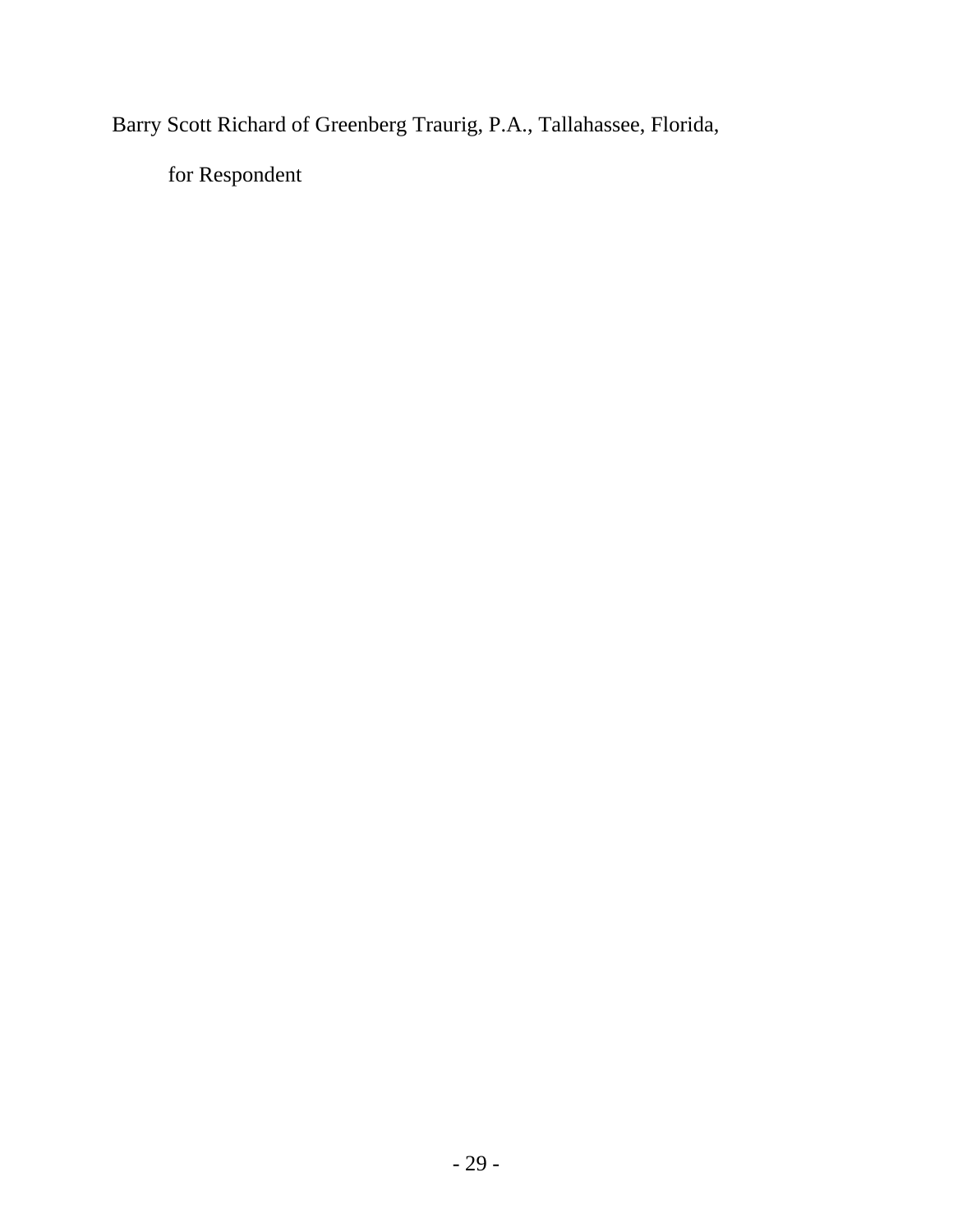Barry Scott Richard of Greenberg Traurig, P.A., Tallahassee, Florida,

for Respondent